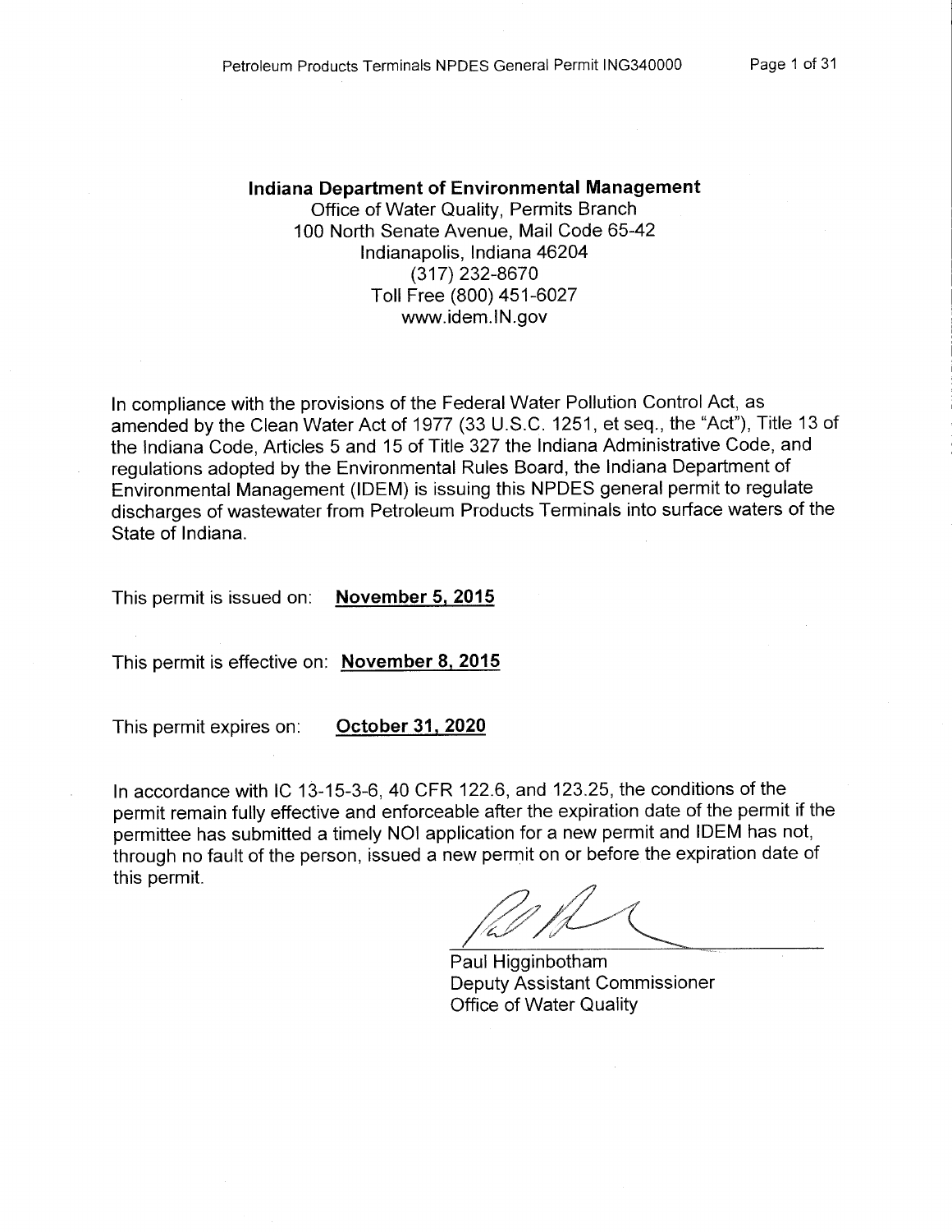**Indiana Department of Environmental Management**
Office of Water Quality, Permits Branch
100 North Senate Avenue, Mail Code 65-42
Indianapolis, Indiana 46204
(317) 232-8670
Toll Free (800) 451-6027
www.idem.IN.gov

In compliance with the provisions of the Federal Water Pollution Control Act, as amended by the Clean Water Act of 1977 (33 U.S.C. 1251, et seq., the "Act"), Title 13 of the Indiana Code, Articles 5 and 15 of Title 327 the Indiana Administrative Code, and regulations adopted by the Environmental Rules Board, the Indiana Department of Environmental Management (IDEM) is issuing this NPDES general permit to regulate discharges of wastewater from Petroleum Products Terminals into surface waters of the State of Indiana.

This permit is issued on: **November 5, 2015**

This permit is effective on: **November 8, 2015**

This permit expires on: **October 31, 2020**

In accordance with IC 13-15-3-6, 40 CFR 122.6, and 123.25, the conditions of the permit remain fully effective and enforceable after the expiration date of the permit if the permittee has submitted a timely NOI application for a new permit and IDEM has not, through no fault of the person, issued a new permit on or before the expiration date of this permit.

Paul Higginbotham
Deputy Assistant Commissioner
Office of Water Quality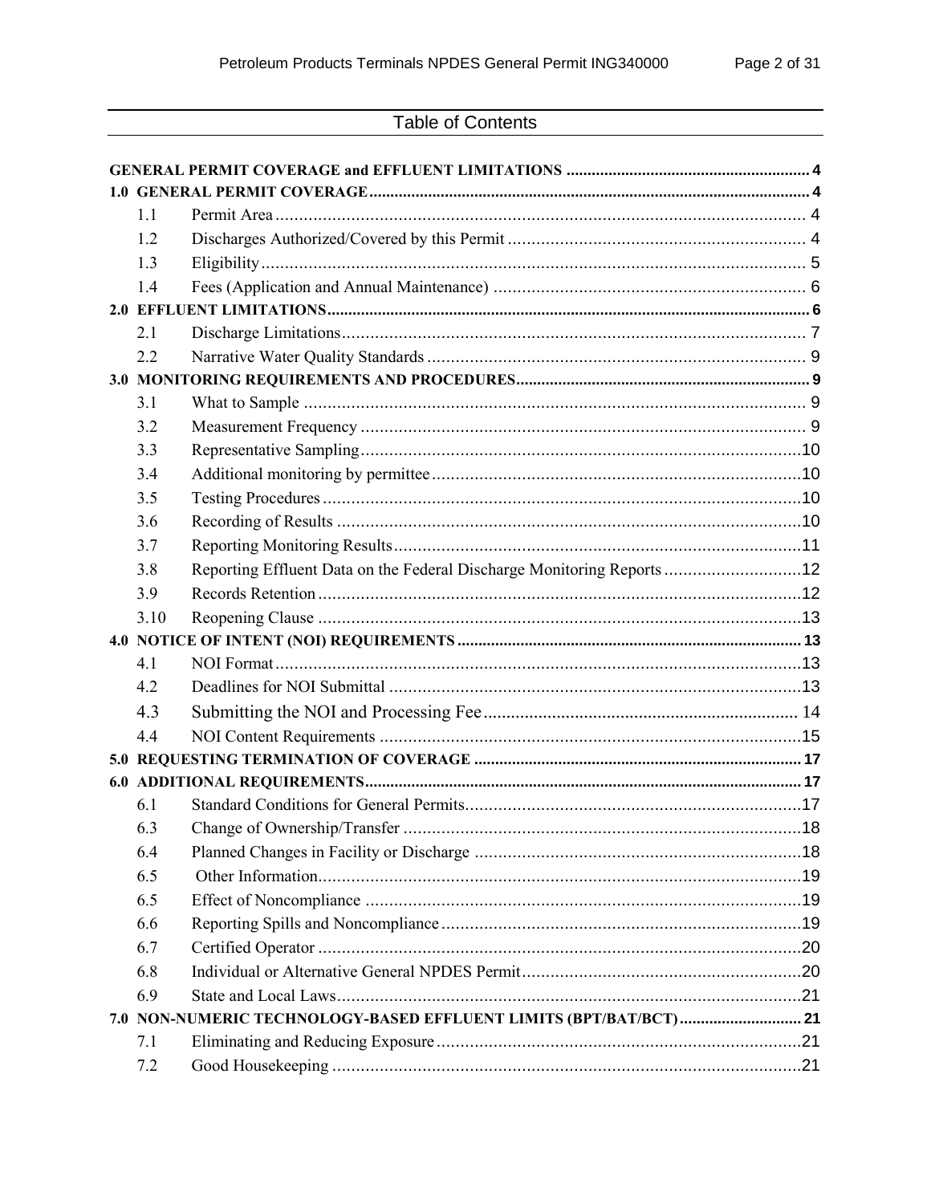## Table of Contents

**GENERAL PERMIT COVERAGE and EFFLUENT LIMITATIONS** ........ 4

**1.0 GENERAL PERMIT COVERAGE** ........ 4

- 1.1 Permit Area ........ 4
- 1.2 Discharges Authorized/Covered by this Permit ........ 4
- 1.3 Eligibility ........ 5
- 1.4 Fees (Application and Annual Maintenance) ........ 6

**2.0 EFFLUENT LIMITATIONS** ........ 6

- 2.1 Discharge Limitations ........ 7
- 2.2 Narrative Water Quality Standards ........ 9

**3.0 MONITORING REQUIREMENTS AND PROCEDURES** ........ 9

- 3.1 What to Sample ........ 9
- 3.2 Measurement Frequency ........ 9
- 3.3 Representative Sampling ........ 10
- 3.4 Additional monitoring by permittee ........ 10
- 3.5 Testing Procedures ........ 10
- 3.6 Recording of Results ........ 10
- 3.7 Reporting Monitoring Results ........ 11
- 3.8 Reporting Effluent Data on the Federal Discharge Monitoring Reports ........ 12
- 3.9 Records Retention ........ 12
- 3.10 Reopening Clause ........ 13

**4.0 NOTICE OF INTENT (NOI) REQUIREMENTS** ........ 13

- 4.1 NOI Format ........ 13
- 4.2 Deadlines for NOI Submittal ........ 13
- 4.3 Submitting the NOI and Processing Fee ........ 14
- 4.4 NOI Content Requirements ........ 15

**5.0 REQUESTING TERMINATION OF COVERAGE** ........ 17

**6.0 ADDITIONAL REQUIREMENTS** ........ 17

- 6.1 Standard Conditions for General Permits ........ 17
- 6.3 Change of Ownership/Transfer ........ 18
- 6.4 Planned Changes in Facility or Discharge ........ 18
- 6.5 Other Information ........ 19
- 6.5 Effect of Noncompliance ........ 19
- 6.6 Reporting Spills and Noncompliance ........ 19
- 6.7 Certified Operator ........ 20
- 6.8 Individual or Alternative General NPDES Permit ........ 20
- 6.9 State and Local Laws ........ 21

**7.0 NON-NUMERIC TECHNOLOGY-BASED EFFLUENT LIMITS (BPT/BAT/BCT)** ........ 21

- 7.1 Eliminating and Reducing Exposure ........ 21
- 7.2 Good Housekeeping ........ 21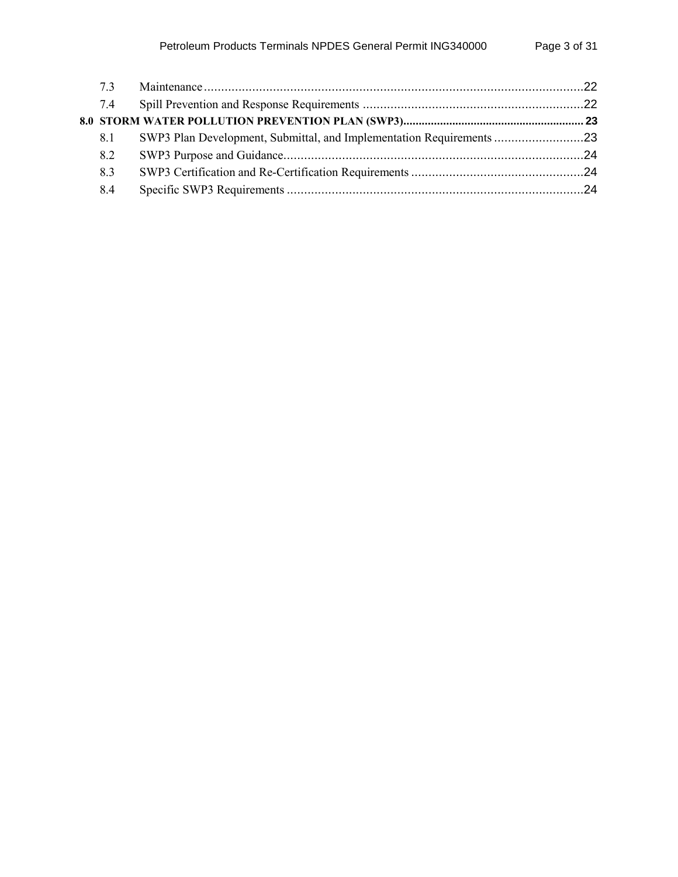7.3 Maintenance .......................................................................................................... 22

7.4 Spill Prevention and Response Requirements ............................................................... 22

**8.0 STORM WATER POLLUTION PREVENTION PLAN (SWP3) .......................................................... 23**

8.1 SWP3 Plan Development, Submittal, and Implementation Requirements .......................... 23

8.2 SWP3 Purpose and Guidance ...................................................................................... 24

8.3 SWP3 Certification and Re-Certification Requirements .................................................. 24

8.4 Specific SWP3 Requirements ..................................................................................... 24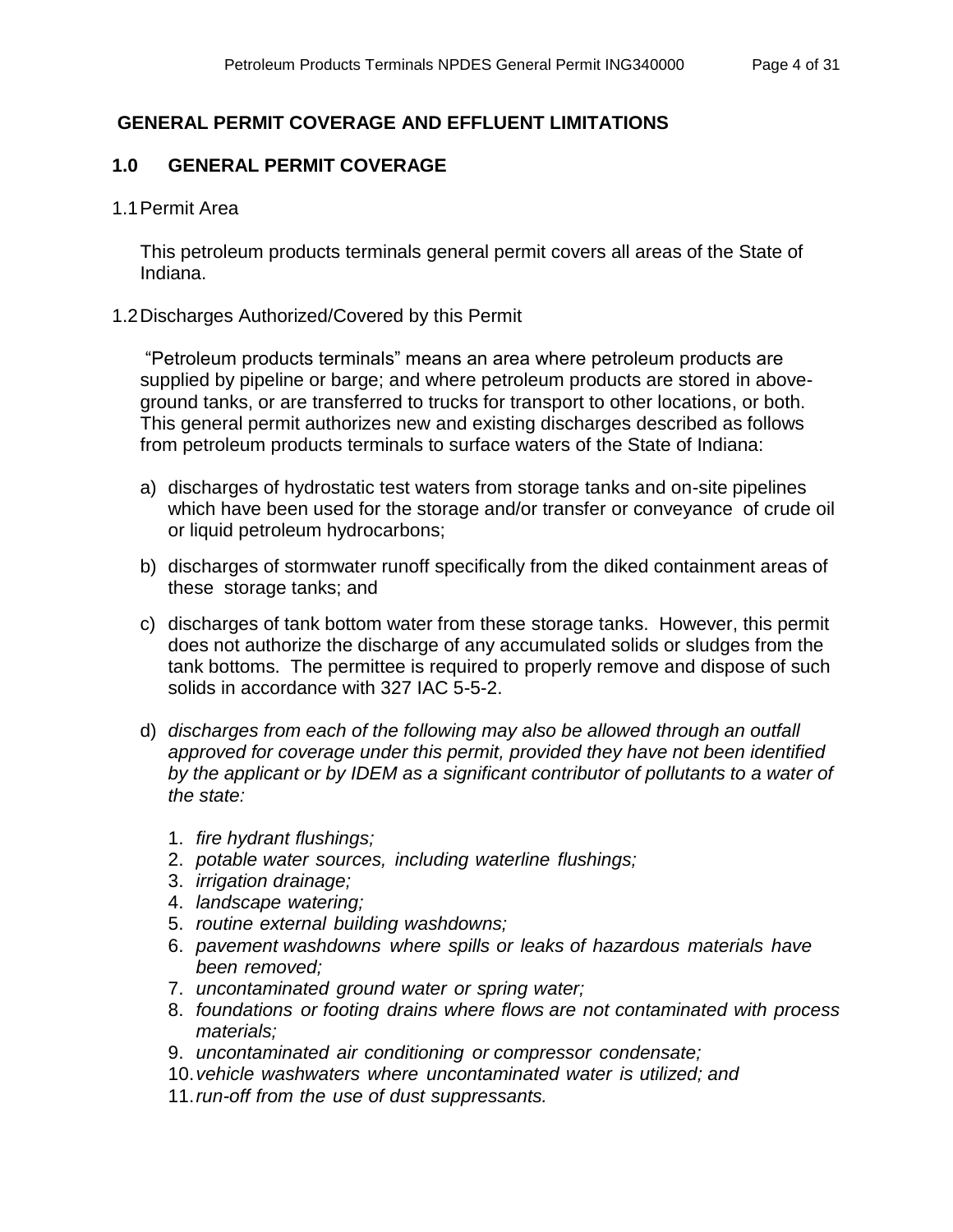## GENERAL PERMIT COVERAGE AND EFFLUENT LIMITATIONS

### 1.0 GENERAL PERMIT COVERAGE

1.1 Permit Area

This petroleum products terminals general permit covers all areas of the State of Indiana.

1.2 Discharges Authorized/Covered by this Permit

"Petroleum products terminals" means an area where petroleum products are supplied by pipeline or barge; and where petroleum products are stored in above-ground tanks, or are transferred to trucks for transport to other locations, or both. This general permit authorizes new and existing discharges described as follows from petroleum products terminals to surface waters of the State of Indiana:

a) discharges of hydrostatic test waters from storage tanks and on-site pipelines which have been used for the storage and/or transfer or conveyance of crude oil or liquid petroleum hydrocarbons;

b) discharges of stormwater runoff specifically from the diked containment areas of these storage tanks; and

c) discharges of tank bottom water from these storage tanks. However, this permit does not authorize the discharge of any accumulated solids or sludges from the tank bottoms. The permittee is required to properly remove and dispose of such solids in accordance with 327 IAC 5-5-2.

d) *discharges from each of the following may also be allowed through an outfall approved for coverage under this permit, provided they have not been identified by the applicant or by IDEM as a significant contributor of pollutants to a water of the state:*

1. *fire hydrant flushings;*
2. *potable water sources, including waterline flushings;*
3. *irrigation drainage;*
4. *landscape watering;*
5. *routine external building washdowns;*
6. *pavement washdowns where spills or leaks of hazardous materials have been removed;*
7. *uncontaminated ground water or spring water;*
8. *foundations or footing drains where flows are not contaminated with process materials;*
9. *uncontaminated air conditioning or compressor condensate;*
10. *vehicle washwaters where uncontaminated water is utilized; and*
11. *run-off from the use of dust suppressants.*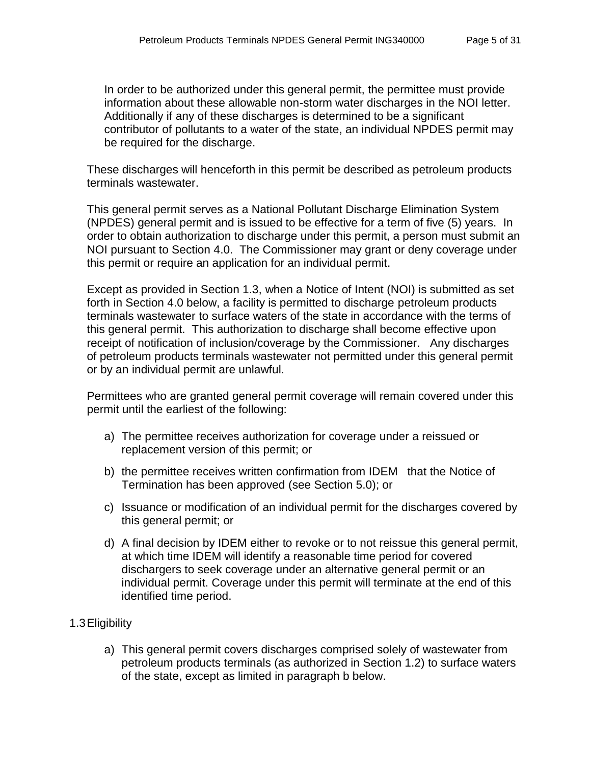In order to be authorized under this general permit, the permittee must provide information about these allowable non-storm water discharges in the NOI letter. Additionally if any of these discharges is determined to be a significant contributor of pollutants to a water of the state, an individual NPDES permit may be required for the discharge.

These discharges will henceforth in this permit be described as petroleum products terminals wastewater.

This general permit serves as a National Pollutant Discharge Elimination System (NPDES) general permit and is issued to be effective for a term of five (5) years. In order to obtain authorization to discharge under this permit, a person must submit an NOI pursuant to Section 4.0. The Commissioner may grant or deny coverage under this permit or require an application for an individual permit.

Except as provided in Section 1.3, when a Notice of Intent (NOI) is submitted as set forth in Section 4.0 below, a facility is permitted to discharge petroleum products terminals wastewater to surface waters of the state in accordance with the terms of this general permit. This authorization to discharge shall become effective upon receipt of notification of inclusion/coverage by the Commissioner. Any discharges of petroleum products terminals wastewater not permitted under this general permit or by an individual permit are unlawful.

Permittees who are granted general permit coverage will remain covered under this permit until the earliest of the following:

a) The permittee receives authorization for coverage under a reissued or replacement version of this permit; or

b) the permittee receives written confirmation from IDEM that the Notice of Termination has been approved (see Section 5.0); or

c) Issuance or modification of an individual permit for the discharges covered by this general permit; or

d) A final decision by IDEM either to revoke or to not reissue this general permit, at which time IDEM will identify a reasonable time period for covered dischargers to seek coverage under an alternative general permit or an individual permit. Coverage under this permit will terminate at the end of this identified time period.

## 1.3 Eligibility

a) This general permit covers discharges comprised solely of wastewater from petroleum products terminals (as authorized in Section 1.2) to surface waters of the state, except as limited in paragraph b below.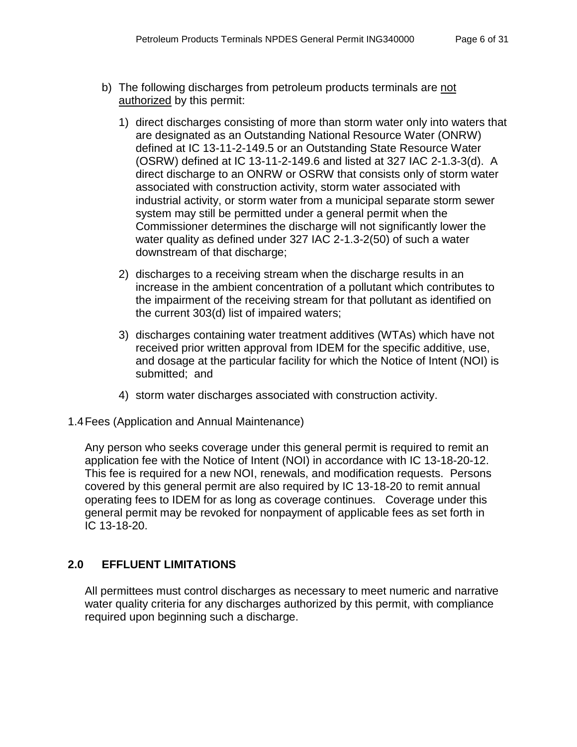b) The following discharges from petroleum products terminals are not authorized by this permit:

   1) direct discharges consisting of more than storm water only into waters that are designated as an Outstanding National Resource Water (ONRW) defined at IC 13-11-2-149.5 or an Outstanding State Resource Water (OSRW) defined at IC 13-11-2-149.6 and listed at 327 IAC 2-1.3-3(d). A direct discharge to an ONRW or OSRW that consists only of storm water associated with construction activity, storm water associated with industrial activity, or storm water from a municipal separate storm sewer system may still be permitted under a general permit when the Commissioner determines the discharge will not significantly lower the water quality as defined under 327 IAC 2-1.3-2(50) of such a water downstream of that discharge;

   2) discharges to a receiving stream when the discharge results in an increase in the ambient concentration of a pollutant which contributes to the impairment of the receiving stream for that pollutant as identified on the current 303(d) list of impaired waters;

   3) discharges containing water treatment additives (WTAs) which have not received prior written approval from IDEM for the specific additive, use, and dosage at the particular facility for which the Notice of Intent (NOI) is submitted; and

   4) storm water discharges associated with construction activity.

1.4 Fees (Application and Annual Maintenance)

Any person who seeks coverage under this general permit is required to remit an application fee with the Notice of Intent (NOI) in accordance with IC 13-18-20-12. This fee is required for a new NOI, renewals, and modification requests. Persons covered by this general permit are also required by IC 13-18-20 to remit annual operating fees to IDEM for as long as coverage continues. Coverage under this general permit may be revoked for nonpayment of applicable fees as set forth in IC 13-18-20.

## 2.0 EFFLUENT LIMITATIONS

All permittees must control discharges as necessary to meet numeric and narrative water quality criteria for any discharges authorized by this permit, with compliance required upon beginning such a discharge.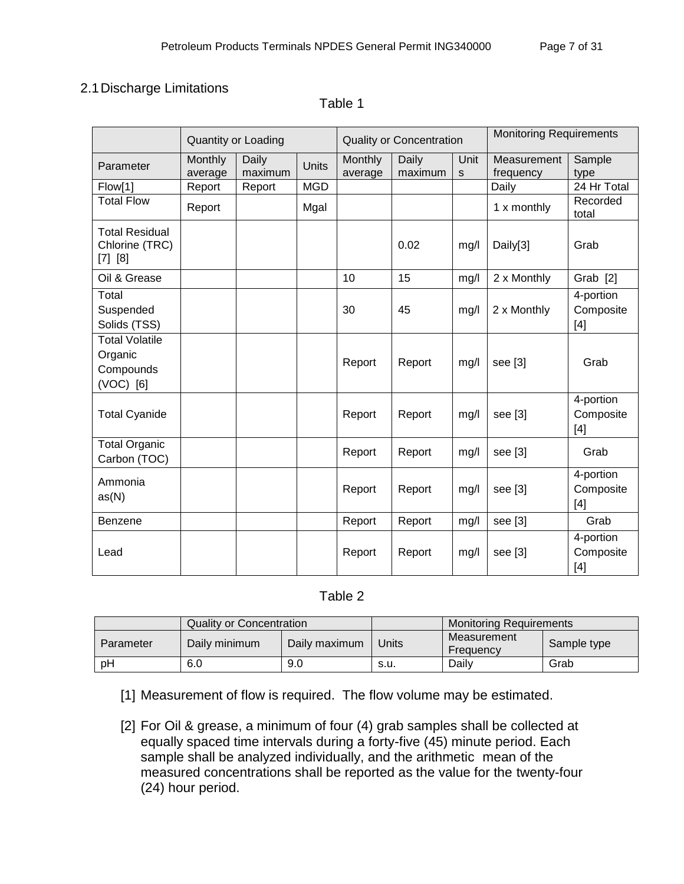## 2.1 Discharge Limitations

Table 1

| | Quantity or Loading | | | Quality or Concentration | | | Monitoring Requirements | |
|---|---|---|---|---|---|---|---|---|
| Parameter | Monthly average | Daily maximum | Units | Monthly average | Daily maximum | Units | Measurement frequency | Sample type |
| Flow[1] | Report | Report | MGD | | | | Daily | 24 Hr Total |
| Total Flow | Report | | Mgal | | | | 1 x monthly | Recorded total |
| Total Residual Chlorine (TRC) [7] [8] | | | | | 0.02 | mg/l | Daily[3] | Grab |
| Oil & Grease | | | | 10 | 15 | mg/l | 2 x Monthly | Grab [2] |
| Total Suspended Solids (TSS) | | | | 30 | 45 | mg/l | 2 x Monthly | 4-portion Composite [4] |
| Total Volatile Organic Compounds (VOC) [6] | | | | Report | Report | mg/l | see [3] | Grab |
| Total Cyanide | | | | Report | Report | mg/l | see [3] | 4-portion Composite [4] |
| Total Organic Carbon (TOC) | | | | Report | Report | mg/l | see [3] | Grab |
| Ammonia as(N) | | | | Report | Report | mg/l | see [3] | 4-portion Composite [4] |
| Benzene | | | | Report | Report | mg/l | see [3] | Grab |
| Lead | | | | Report | Report | mg/l | see [3] | 4-portion Composite [4] |

Table 2

| | Quality or Concentration | | | Monitoring Requirements | |
|---|---|---|---|---|---|
| Parameter | Daily minimum | Daily maximum | Units | Measurement Frequency | Sample type |
| pH | 6.0 | 9.0 | s.u. | Daily | Grab |

[1] Measurement of flow is required. The flow volume may be estimated.

[2] For Oil & grease, a minimum of four (4) grab samples shall be collected at equally spaced time intervals during a forty-five (45) minute period. Each sample shall be analyzed individually, and the arithmetic mean of the measured concentrations shall be reported as the value for the twenty-four (24) hour period.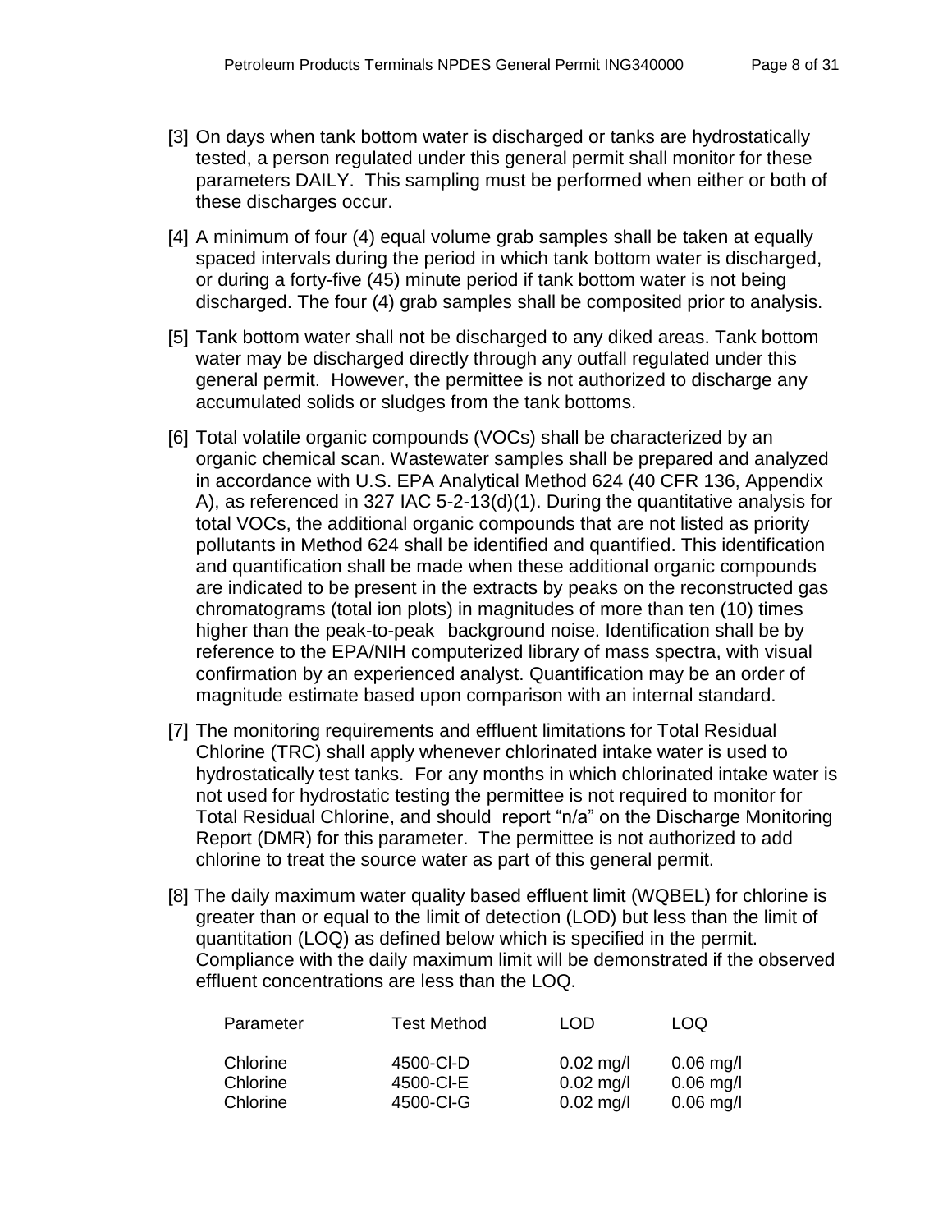[3] On days when tank bottom water is discharged or tanks are hydrostatically tested, a person regulated under this general permit shall monitor for these parameters DAILY. This sampling must be performed when either or both of these discharges occur.

[4] A minimum of four (4) equal volume grab samples shall be taken at equally spaced intervals during the period in which tank bottom water is discharged, or during a forty-five (45) minute period if tank bottom water is not being discharged. The four (4) grab samples shall be composited prior to analysis.

[5] Tank bottom water shall not be discharged to any diked areas. Tank bottom water may be discharged directly through any outfall regulated under this general permit. However, the permittee is not authorized to discharge any accumulated solids or sludges from the tank bottoms.

[6] Total volatile organic compounds (VOCs) shall be characterized by an organic chemical scan. Wastewater samples shall be prepared and analyzed in accordance with U.S. EPA Analytical Method 624 (40 CFR 136, Appendix A), as referenced in 327 IAC 5-2-13(d)(1). During the quantitative analysis for total VOCs, the additional organic compounds that are not listed as priority pollutants in Method 624 shall be identified and quantified. This identification and quantification shall be made when these additional organic compounds are indicated to be present in the extracts by peaks on the reconstructed gas chromatograms (total ion plots) in magnitudes of more than ten (10) times higher than the peak-to-peak background noise. Identification shall be by reference to the EPA/NIH computerized library of mass spectra, with visual confirmation by an experienced analyst. Quantification may be an order of magnitude estimate based upon comparison with an internal standard.

[7] The monitoring requirements and effluent limitations for Total Residual Chlorine (TRC) shall apply whenever chlorinated intake water is used to hydrostatically test tanks. For any months in which chlorinated intake water is not used for hydrostatic testing the permittee is not required to monitor for Total Residual Chlorine, and should report "n/a" on the Discharge Monitoring Report (DMR) for this parameter. The permittee is not authorized to add chlorine to treat the source water as part of this general permit.

[8] The daily maximum water quality based effluent limit (WQBEL) for chlorine is greater than or equal to the limit of detection (LOD) but less than the limit of quantitation (LOQ) as defined below which is specified in the permit. Compliance with the daily maximum limit will be demonstrated if the observed effluent concentrations are less than the LOQ.

| Parameter | Test Method | LOD | LOQ |
|---|---|---|---|
| Chlorine | 4500-Cl-D | 0.02 mg/l | 0.06 mg/l |
| Chlorine | 4500-Cl-E | 0.02 mg/l | 0.06 mg/l |
| Chlorine | 4500-Cl-G | 0.02 mg/l | 0.06 mg/l |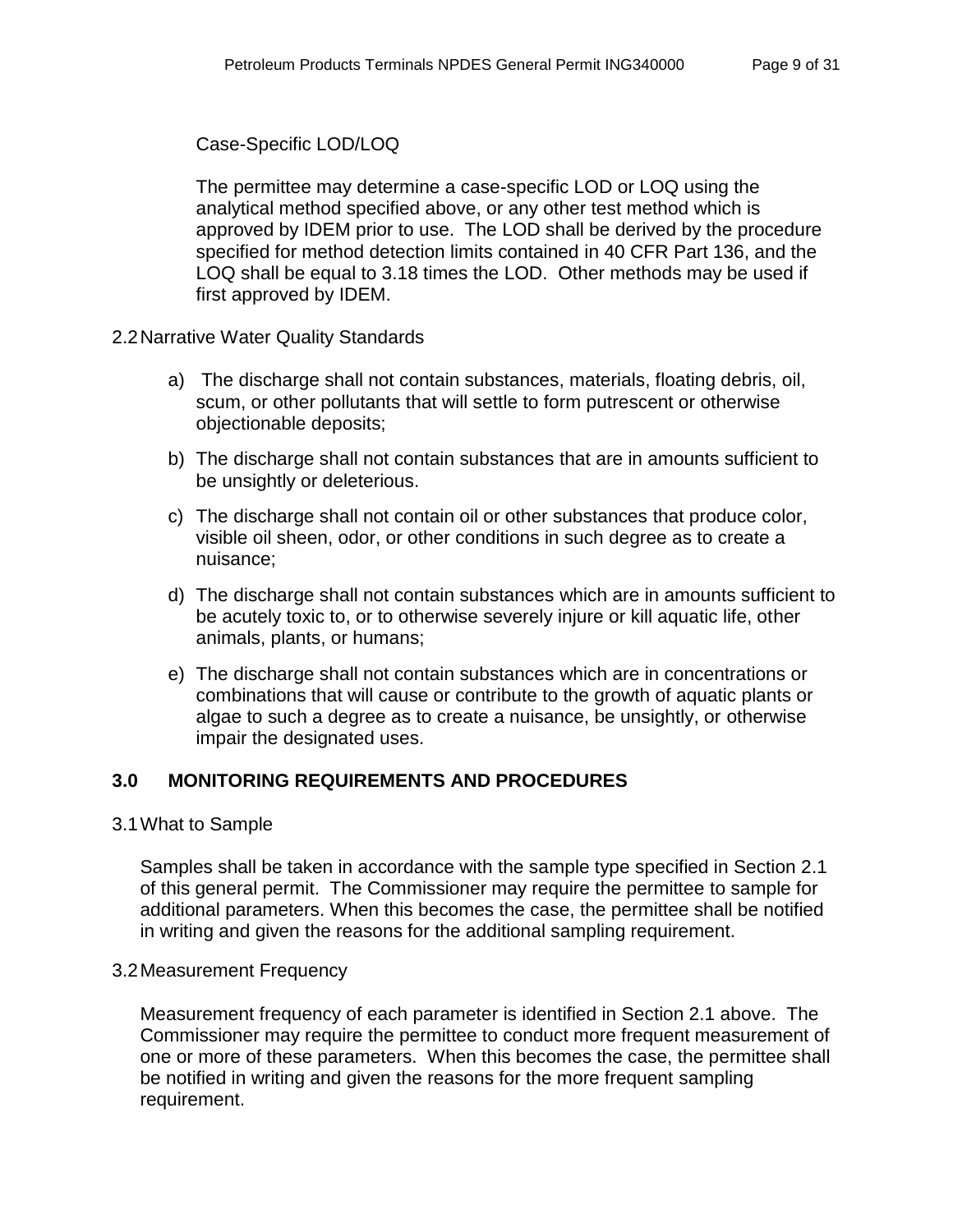Case-Specific LOD/LOQ

The permittee may determine a case-specific LOD or LOQ using the analytical method specified above, or any other test method which is approved by IDEM prior to use. The LOD shall be derived by the procedure specified for method detection limits contained in 40 CFR Part 136, and the LOQ shall be equal to 3.18 times the LOD. Other methods may be used if first approved by IDEM.

2.2 Narrative Water Quality Standards

a) The discharge shall not contain substances, materials, floating debris, oil, scum, or other pollutants that will settle to form putrescent or otherwise objectionable deposits;

b) The discharge shall not contain substances that are in amounts sufficient to be unsightly or deleterious.

c) The discharge shall not contain oil or other substances that produce color, visible oil sheen, odor, or other conditions in such degree as to create a nuisance;

d) The discharge shall not contain substances which are in amounts sufficient to be acutely toxic to, or to otherwise severely injure or kill aquatic life, other animals, plants, or humans;

e) The discharge shall not contain substances which are in concentrations or combinations that will cause or contribute to the growth of aquatic plants or algae to such a degree as to create a nuisance, be unsightly, or otherwise impair the designated uses.

## 3.0 MONITORING REQUIREMENTS AND PROCEDURES

3.1 What to Sample

Samples shall be taken in accordance with the sample type specified in Section 2.1 of this general permit. The Commissioner may require the permittee to sample for additional parameters. When this becomes the case, the permittee shall be notified in writing and given the reasons for the additional sampling requirement.

3.2 Measurement Frequency

Measurement frequency of each parameter is identified in Section 2.1 above. The Commissioner may require the permittee to conduct more frequent measurement of one or more of these parameters. When this becomes the case, the permittee shall be notified in writing and given the reasons for the more frequent sampling requirement.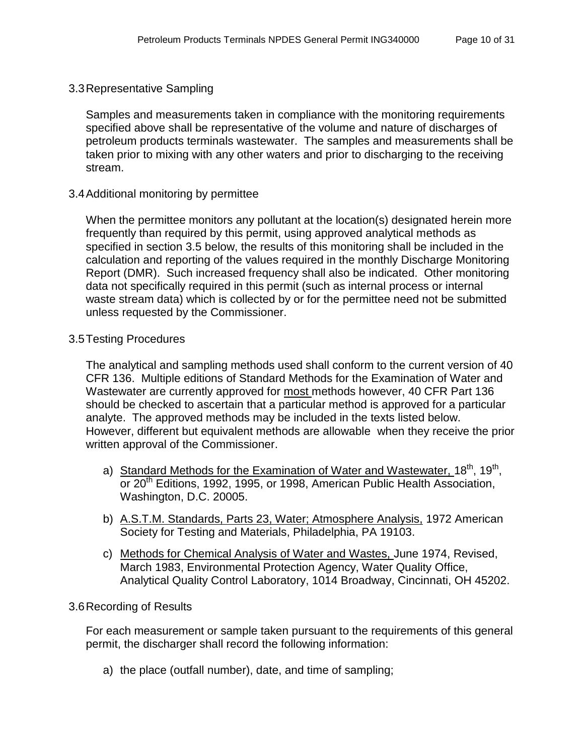## 3.3 Representative Sampling

Samples and measurements taken in compliance with the monitoring requirements specified above shall be representative of the volume and nature of discharges of petroleum products terminals wastewater. The samples and measurements shall be taken prior to mixing with any other waters and prior to discharging to the receiving stream.

## 3.4 Additional monitoring by permittee

When the permittee monitors any pollutant at the location(s) designated herein more frequently than required by this permit, using approved analytical methods as specified in section 3.5 below, the results of this monitoring shall be included in the calculation and reporting of the values required in the monthly Discharge Monitoring Report (DMR). Such increased frequency shall also be indicated. Other monitoring data not specifically required in this permit (such as internal process or internal waste stream data) which is collected by or for the permittee need not be submitted unless requested by the Commissioner.

## 3.5 Testing Procedures

The analytical and sampling methods used shall conform to the current version of 40 CFR 136. Multiple editions of Standard Methods for the Examination of Water and Wastewater are currently approved for <u>most</u> methods however, 40 CFR Part 136 should be checked to ascertain that a particular method is approved for a particular analyte. The approved methods may be included in the texts listed below. However, different but equivalent methods are allowable when they receive the prior written approval of the Commissioner.

a) <u>Standard Methods for the Examination of Water and Wastewater,</u> 18th, 19th, or 20th Editions, 1992, 1995, or 1998, American Public Health Association, Washington, D.C. 20005.

b) <u>A.S.T.M. Standards, Parts 23, Water; Atmosphere Analysis,</u> 1972 American Society for Testing and Materials, Philadelphia, PA 19103.

c) <u>Methods for Chemical Analysis of Water and Wastes,</u> June 1974, Revised, March 1983, Environmental Protection Agency, Water Quality Office, Analytical Quality Control Laboratory, 1014 Broadway, Cincinnati, OH 45202.

## 3.6 Recording of Results

For each measurement or sample taken pursuant to the requirements of this general permit, the discharger shall record the following information:

a) the place (outfall number), date, and time of sampling;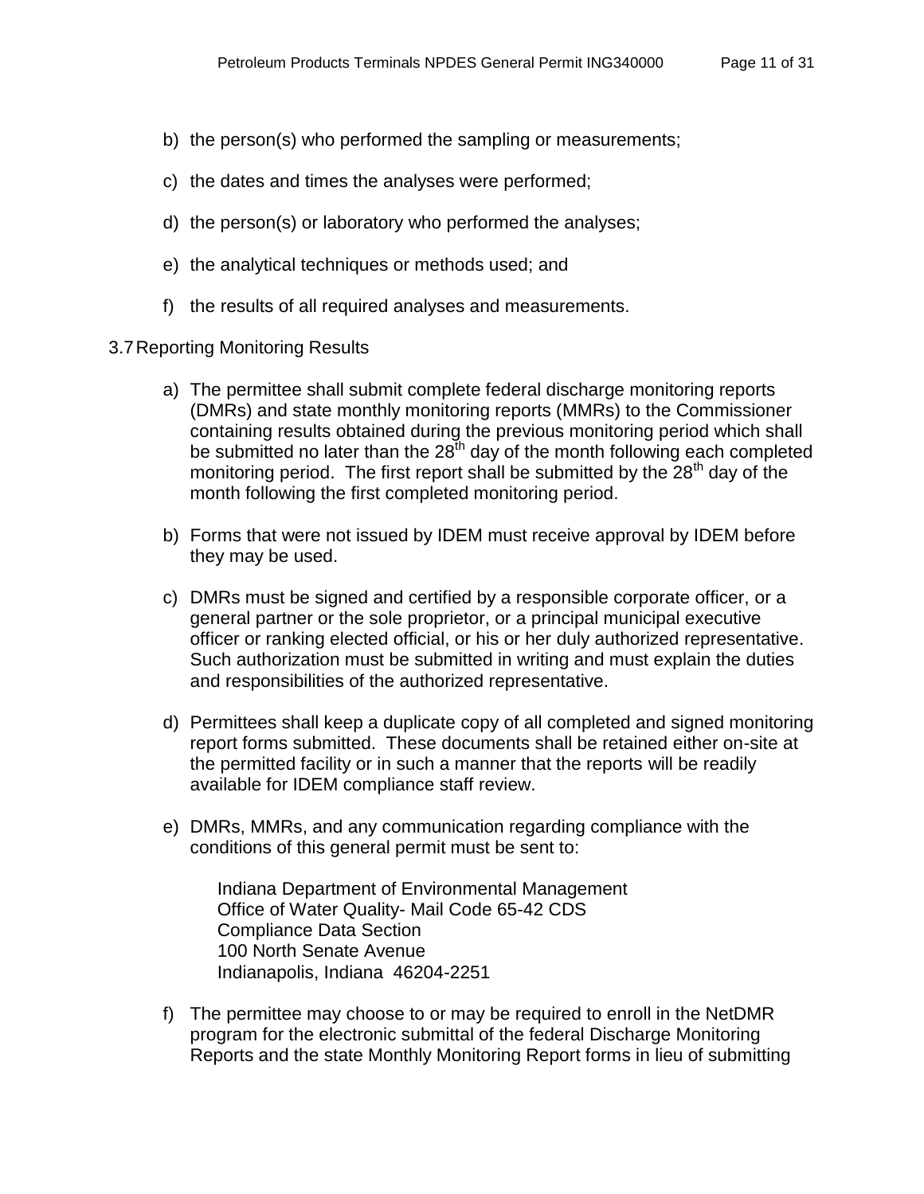b) the person(s) who performed the sampling or measurements;

c) the dates and times the analyses were performed;

d) the person(s) or laboratory who performed the analyses;

e) the analytical techniques or methods used; and

f) the results of all required analyses and measurements.

3.7 Reporting Monitoring Results

a) The permittee shall submit complete federal discharge monitoring reports (DMRs) and state monthly monitoring reports (MMRs) to the Commissioner containing results obtained during the previous monitoring period which shall be submitted no later than the 28th day of the month following each completed monitoring period. The first report shall be submitted by the 28th day of the month following the first completed monitoring period.

b) Forms that were not issued by IDEM must receive approval by IDEM before they may be used.

c) DMRs must be signed and certified by a responsible corporate officer, or a general partner or the sole proprietor, or a principal municipal executive officer or ranking elected official, or his or her duly authorized representative. Such authorization must be submitted in writing and must explain the duties and responsibilities of the authorized representative.

d) Permittees shall keep a duplicate copy of all completed and signed monitoring report forms submitted. These documents shall be retained either on-site at the permitted facility or in such a manner that the reports will be readily available for IDEM compliance staff review.

e) DMRs, MMRs, and any communication regarding compliance with the conditions of this general permit must be sent to:

   Indiana Department of Environmental Management
   Office of Water Quality- Mail Code 65-42 CDS
   Compliance Data Section
   100 North Senate Avenue
   Indianapolis, Indiana 46204-2251

f) The permittee may choose to or may be required to enroll in the NetDMR program for the electronic submittal of the federal Discharge Monitoring Reports and the state Monthly Monitoring Report forms in lieu of submitting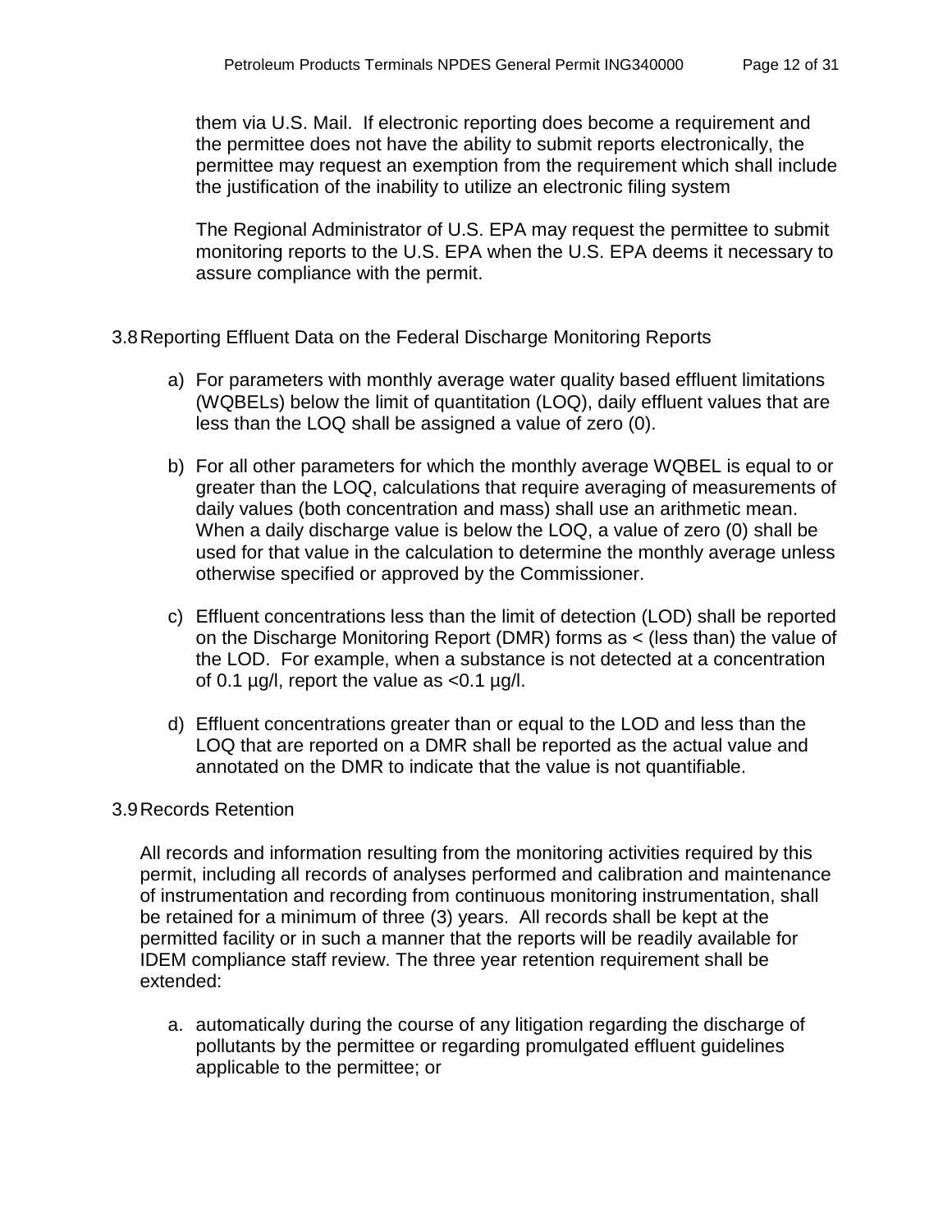them via U.S. Mail. If electronic reporting does become a requirement and the permittee does not have the ability to submit reports electronically, the permittee may request an exemption from the requirement which shall include the justification of the inability to utilize an electronic filing system

The Regional Administrator of U.S. EPA may request the permittee to submit monitoring reports to the U.S. EPA when the U.S. EPA deems it necessary to assure compliance with the permit.

## 3.8 Reporting Effluent Data on the Federal Discharge Monitoring Reports

a) For parameters with monthly average water quality based effluent limitations (WQBELs) below the limit of quantitation (LOQ), daily effluent values that are less than the LOQ shall be assigned a value of zero (0).

b) For all other parameters for which the monthly average WQBEL is equal to or greater than the LOQ, calculations that require averaging of measurements of daily values (both concentration and mass) shall use an arithmetic mean. When a daily discharge value is below the LOQ, a value of zero (0) shall be used for that value in the calculation to determine the monthly average unless otherwise specified or approved by the Commissioner.

c) Effluent concentrations less than the limit of detection (LOD) shall be reported on the Discharge Monitoring Report (DMR) forms as < (less than) the value of the LOD. For example, when a substance is not detected at a concentration of 0.1 µg/l, report the value as <0.1 µg/l.

d) Effluent concentrations greater than or equal to the LOD and less than the LOQ that are reported on a DMR shall be reported as the actual value and annotated on the DMR to indicate that the value is not quantifiable.

## 3.9 Records Retention

All records and information resulting from the monitoring activities required by this permit, including all records of analyses performed and calibration and maintenance of instrumentation and recording from continuous monitoring instrumentation, shall be retained for a minimum of three (3) years. All records shall be kept at the permitted facility or in such a manner that the reports will be readily available for IDEM compliance staff review. The three year retention requirement shall be extended:

a. automatically during the course of any litigation regarding the discharge of pollutants by the permittee or regarding promulgated effluent guidelines applicable to the permittee; or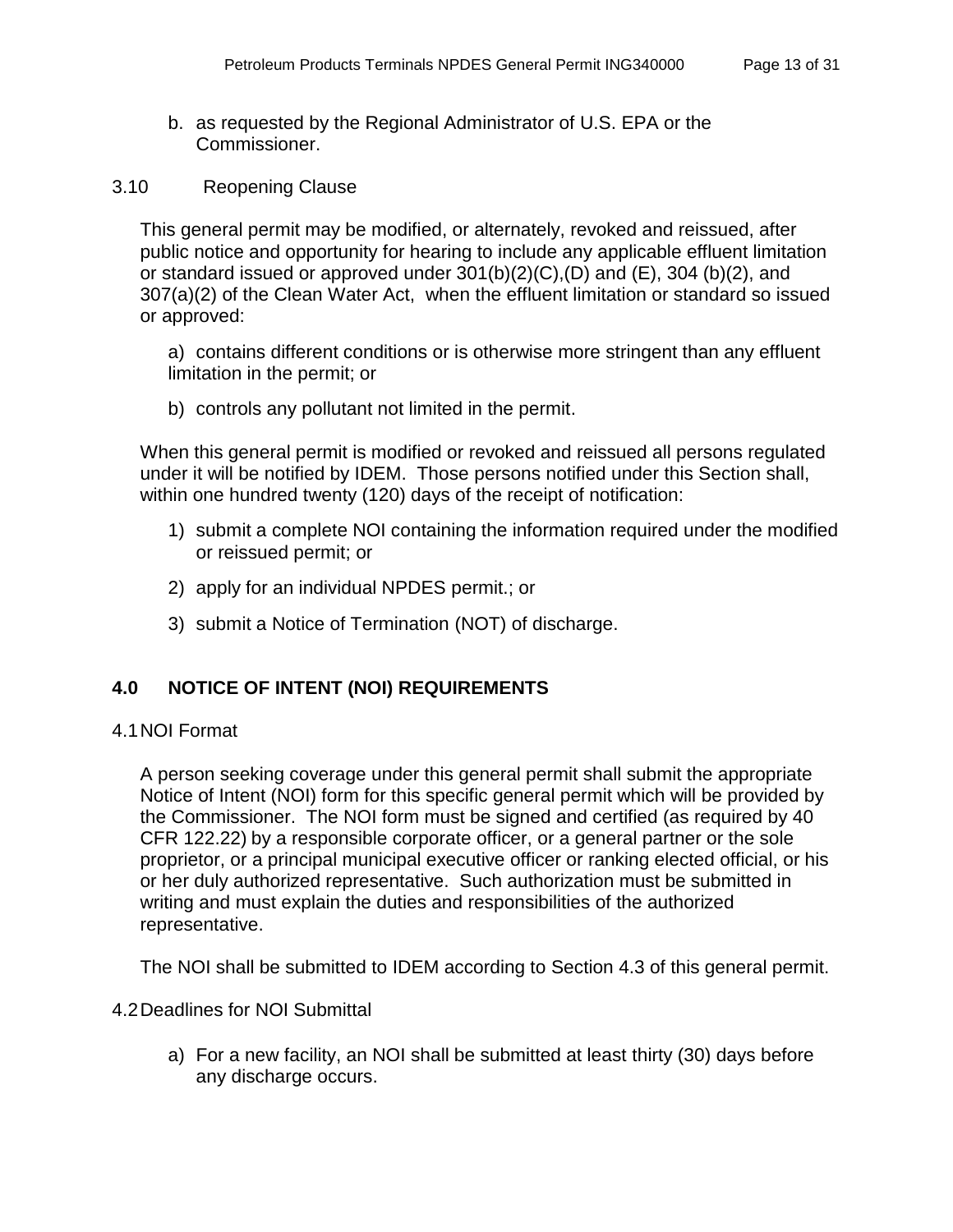b. as requested by the Regional Administrator of U.S. EPA or the Commissioner.

3.10 Reopening Clause

This general permit may be modified, or alternately, revoked and reissued, after public notice and opportunity for hearing to include any applicable effluent limitation or standard issued or approved under 301(b)(2)(C),(D) and (E), 304 (b)(2), and 307(a)(2) of the Clean Water Act, when the effluent limitation or standard so issued or approved:

a) contains different conditions or is otherwise more stringent than any effluent limitation in the permit; or

b) controls any pollutant not limited in the permit.

When this general permit is modified or revoked and reissued all persons regulated under it will be notified by IDEM. Those persons notified under this Section shall, within one hundred twenty (120) days of the receipt of notification:

1) submit a complete NOI containing the information required under the modified or reissued permit; or

2) apply for an individual NPDES permit.; or

3) submit a Notice of Termination (NOT) of discharge.

## 4.0 NOTICE OF INTENT (NOI) REQUIREMENTS

4.1 NOI Format

A person seeking coverage under this general permit shall submit the appropriate Notice of Intent (NOI) form for this specific general permit which will be provided by the Commissioner. The NOI form must be signed and certified (as required by 40 CFR 122.22) by a responsible corporate officer, or a general partner or the sole proprietor, or a principal municipal executive officer or ranking elected official, or his or her duly authorized representative. Such authorization must be submitted in writing and must explain the duties and responsibilities of the authorized representative.

The NOI shall be submitted to IDEM according to Section 4.3 of this general permit.

4.2 Deadlines for NOI Submittal

a) For a new facility, an NOI shall be submitted at least thirty (30) days before any discharge occurs.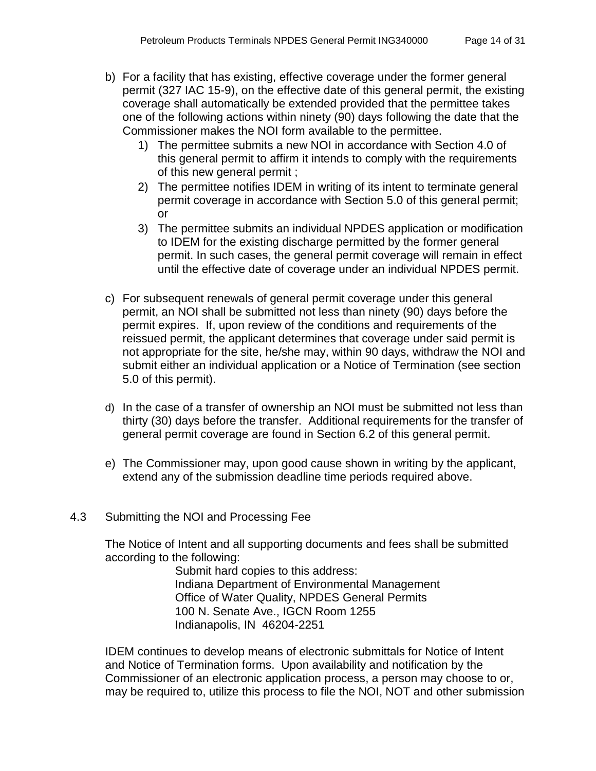b) For a facility that has existing, effective coverage under the former general permit (327 IAC 15-9), on the effective date of this general permit, the existing coverage shall automatically be extended provided that the permittee takes one of the following actions within ninety (90) days following the date that the Commissioner makes the NOI form available to the permittee.
   1) The permittee submits a new NOI in accordance with Section 4.0 of this general permit to affirm it intends to comply with the requirements of this new general permit ;
   2) The permittee notifies IDEM in writing of its intent to terminate general permit coverage in accordance with Section 5.0 of this general permit; or
   3) The permittee submits an individual NPDES application or modification to IDEM for the existing discharge permitted by the former general permit. In such cases, the general permit coverage will remain in effect until the effective date of coverage under an individual NPDES permit.

c) For subsequent renewals of general permit coverage under this general permit, an NOI shall be submitted not less than ninety (90) days before the permit expires. If, upon review of the conditions and requirements of the reissued permit, the applicant determines that coverage under said permit is not appropriate for the site, he/she may, within 90 days, withdraw the NOI and submit either an individual application or a Notice of Termination (see section 5.0 of this permit).

d) In the case of a transfer of ownership an NOI must be submitted not less than thirty (30) days before the transfer. Additional requirements for the transfer of general permit coverage are found in Section 6.2 of this general permit.

e) The Commissioner may, upon good cause shown in writing by the applicant, extend any of the submission deadline time periods required above.

## 4.3 Submitting the NOI and Processing Fee

The Notice of Intent and all supporting documents and fees shall be submitted according to the following:

> Submit hard copies to this address:
> Indiana Department of Environmental Management
> Office of Water Quality, NPDES General Permits
> 100 N. Senate Ave., IGCN Room 1255
> Indianapolis, IN 46204-2251

IDEM continues to develop means of electronic submittals for Notice of Intent and Notice of Termination forms. Upon availability and notification by the Commissioner of an electronic application process, a person may choose to or, may be required to, utilize this process to file the NOI, NOT and other submission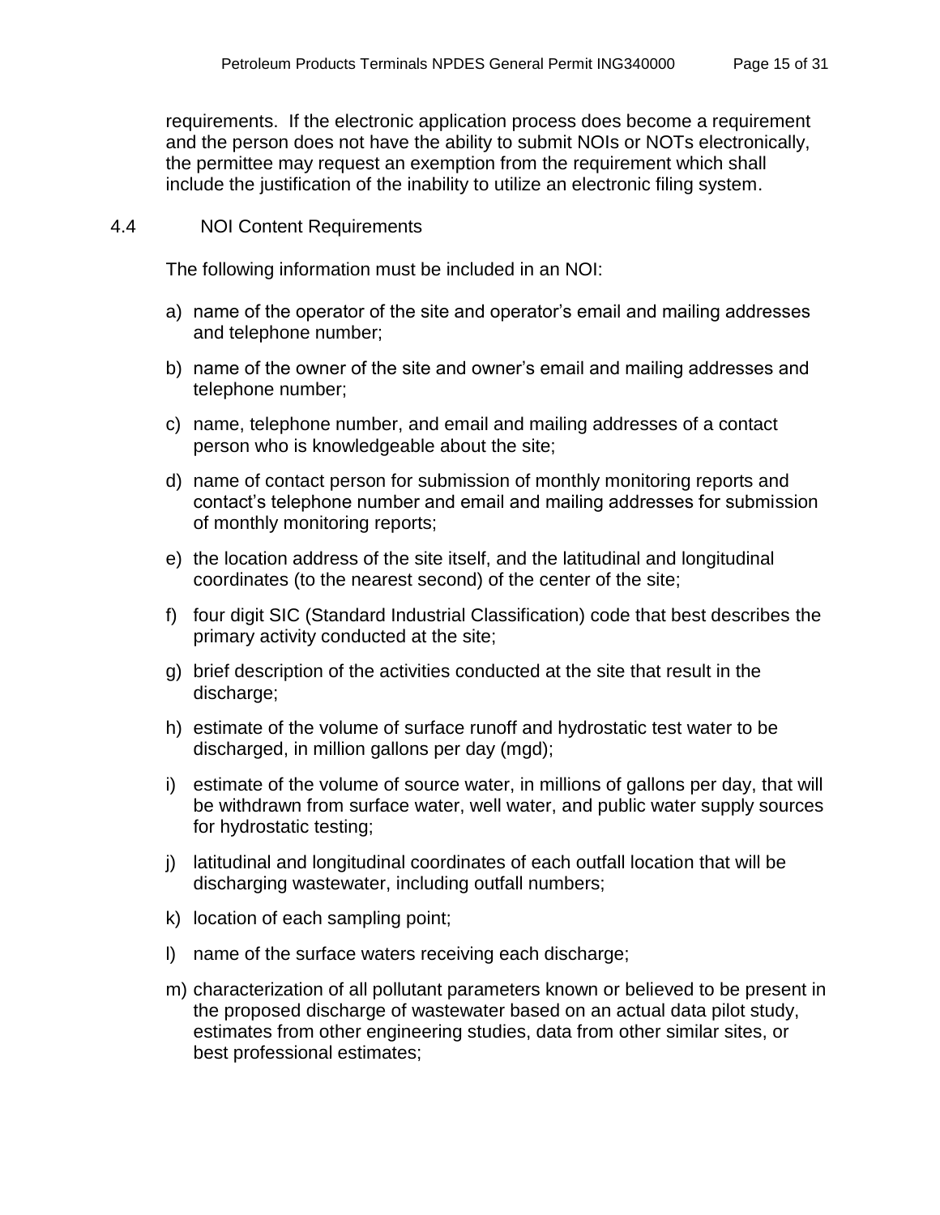requirements. If the electronic application process does become a requirement and the person does not have the ability to submit NOIs or NOTs electronically, the permittee may request an exemption from the requirement which shall include the justification of the inability to utilize an electronic filing system.

## 4.4 NOI Content Requirements

The following information must be included in an NOI:

a) name of the operator of the site and operator's email and mailing addresses and telephone number;

b) name of the owner of the site and owner's email and mailing addresses and telephone number;

c) name, telephone number, and email and mailing addresses of a contact person who is knowledgeable about the site;

d) name of contact person for submission of monthly monitoring reports and contact's telephone number and email and mailing addresses for submission of monthly monitoring reports;

e) the location address of the site itself, and the latitudinal and longitudinal coordinates (to the nearest second) of the center of the site;

f) four digit SIC (Standard Industrial Classification) code that best describes the primary activity conducted at the site;

g) brief description of the activities conducted at the site that result in the discharge;

h) estimate of the volume of surface runoff and hydrostatic test water to be discharged, in million gallons per day (mgd);

i) estimate of the volume of source water, in millions of gallons per day, that will be withdrawn from surface water, well water, and public water supply sources for hydrostatic testing;

j) latitudinal and longitudinal coordinates of each outfall location that will be discharging wastewater, including outfall numbers;

k) location of each sampling point;

l) name of the surface waters receiving each discharge;

m) characterization of all pollutant parameters known or believed to be present in the proposed discharge of wastewater based on an actual data pilot study, estimates from other engineering studies, data from other similar sites, or best professional estimates;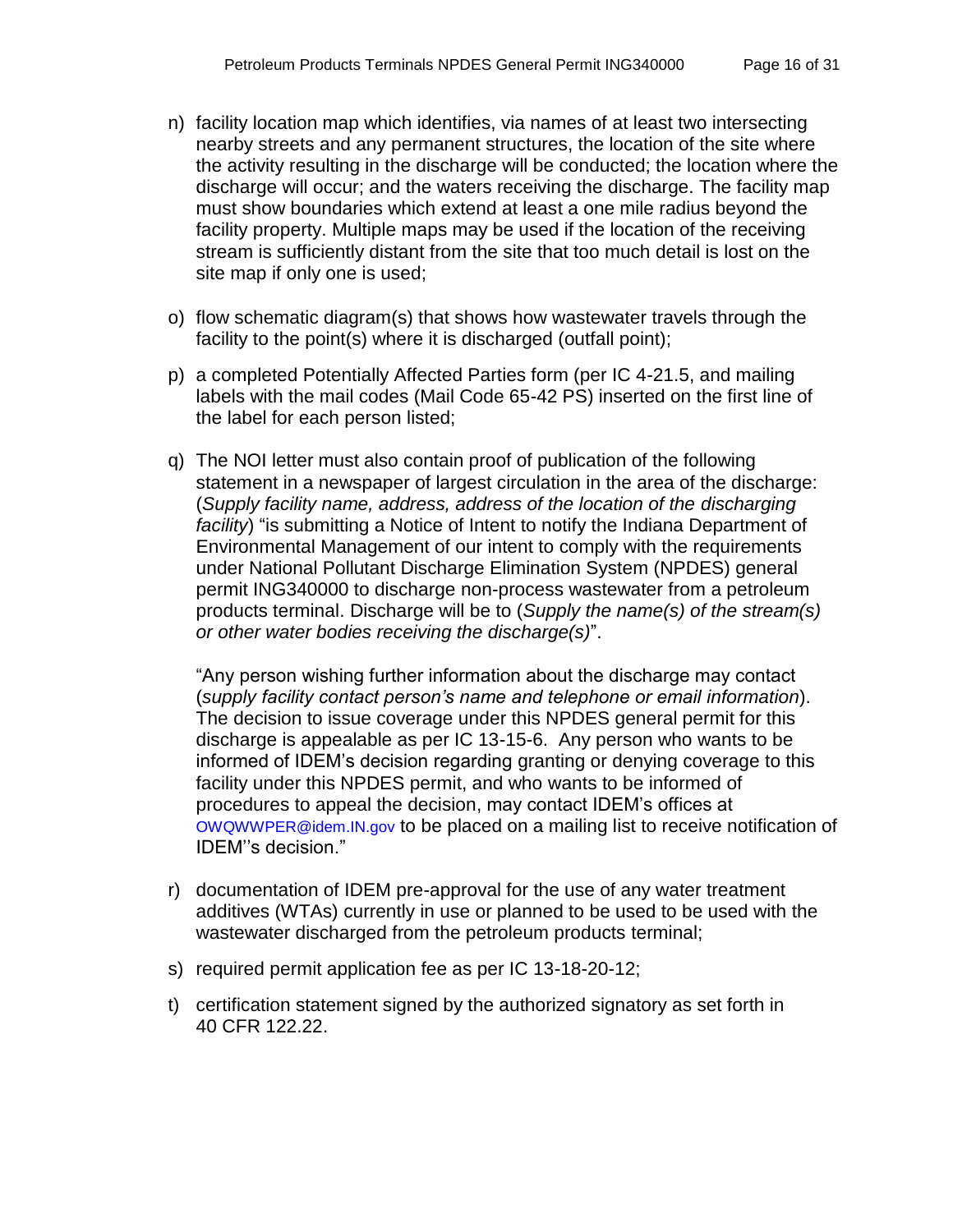n) facility location map which identifies, via names of at least two intersecting nearby streets and any permanent structures, the location of the site where the activity resulting in the discharge will be conducted; the location where the discharge will occur; and the waters receiving the discharge. The facility map must show boundaries which extend at least a one mile radius beyond the facility property. Multiple maps may be used if the location of the receiving stream is sufficiently distant from the site that too much detail is lost on the site map if only one is used;

o) flow schematic diagram(s) that shows how wastewater travels through the facility to the point(s) where it is discharged (outfall point);

p) a completed Potentially Affected Parties form (per IC 4-21.5, and mailing labels with the mail codes (Mail Code 65-42 PS) inserted on the first line of the label for each person listed;

q) The NOI letter must also contain proof of publication of the following statement in a newspaper of largest circulation in the area of the discharge: (*Supply facility name, address, address of the location of the discharging facility*) "is submitting a Notice of Intent to notify the Indiana Department of Environmental Management of our intent to comply with the requirements under National Pollutant Discharge Elimination System (NPDES) general permit ING340000 to discharge non-process wastewater from a petroleum products terminal. Discharge will be to (*Supply the name(s) of the stream(s) or other water bodies receiving the discharge(s)*".

   "Any person wishing further information about the discharge may contact (*supply facility contact person's name and telephone or email information*). The decision to issue coverage under this NPDES general permit for this discharge is appealable as per IC 13-15-6. Any person who wants to be informed of IDEM's decision regarding granting or denying coverage to this facility under this NPDES permit, and who wants to be informed of procedures to appeal the decision, may contact IDEM's offices at OWQWWPER@idem.IN.gov to be placed on a mailing list to receive notification of IDEM''s decision."

r) documentation of IDEM pre-approval for the use of any water treatment additives (WTAs) currently in use or planned to be used to be used with the wastewater discharged from the petroleum products terminal;

s) required permit application fee as per IC 13-18-20-12;

t) certification statement signed by the authorized signatory as set forth in 40 CFR 122.22.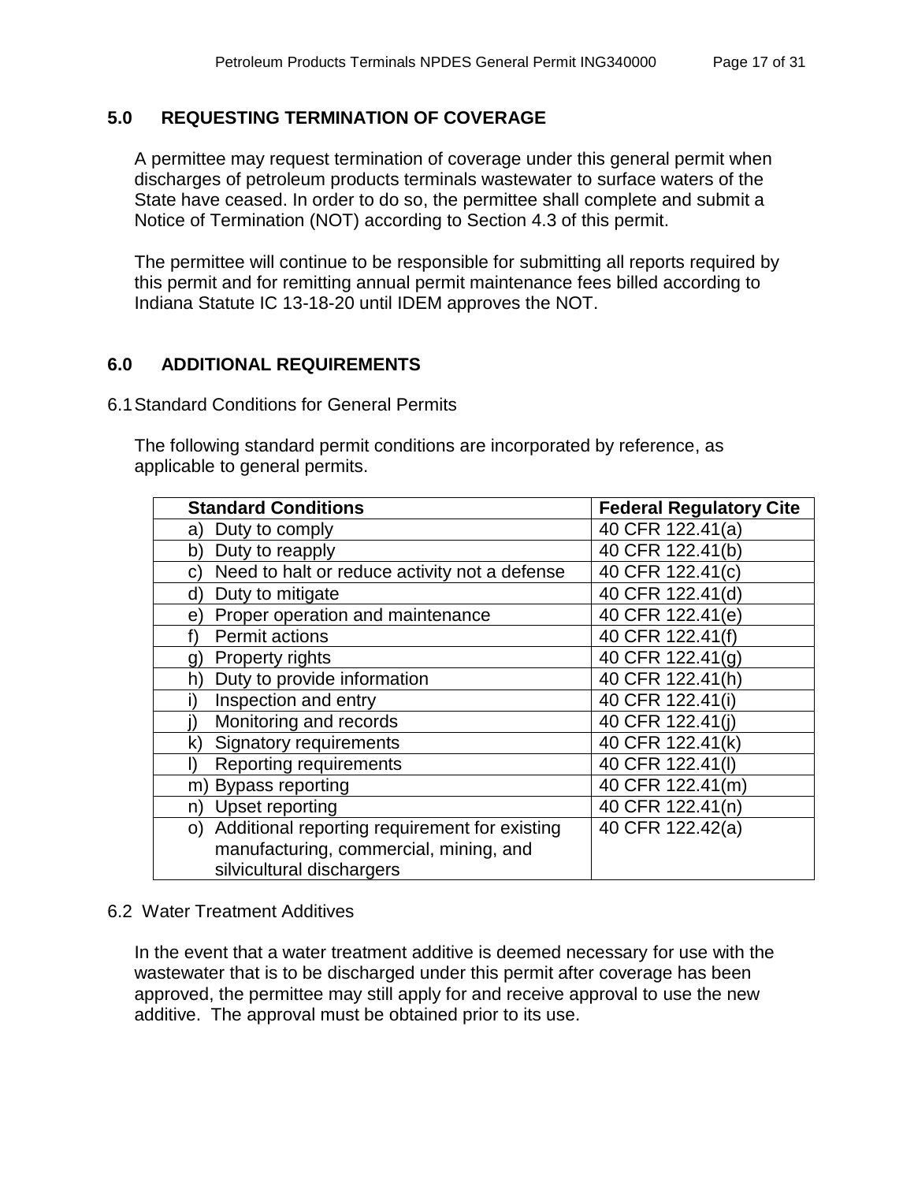## 5.0 REQUESTING TERMINATION OF COVERAGE

A permittee may request termination of coverage under this general permit when discharges of petroleum products terminals wastewater to surface waters of the State have ceased. In order to do so, the permittee shall complete and submit a Notice of Termination (NOT) according to Section 4.3 of this permit.

The permittee will continue to be responsible for submitting all reports required by this permit and for remitting annual permit maintenance fees billed according to Indiana Statute IC 13-18-20 until IDEM approves the NOT.

## 6.0 ADDITIONAL REQUIREMENTS

### 6.1 Standard Conditions for General Permits

The following standard permit conditions are incorporated by reference, as applicable to general permits.

| Standard Conditions | Federal Regulatory Cite |
|---|---|
| a) Duty to comply | 40 CFR 122.41(a) |
| b) Duty to reapply | 40 CFR 122.41(b) |
| c) Need to halt or reduce activity not a defense | 40 CFR 122.41(c) |
| d) Duty to mitigate | 40 CFR 122.41(d) |
| e) Proper operation and maintenance | 40 CFR 122.41(e) |
| f) Permit actions | 40 CFR 122.41(f) |
| g) Property rights | 40 CFR 122.41(g) |
| h) Duty to provide information | 40 CFR 122.41(h) |
| i) Inspection and entry | 40 CFR 122.41(i) |
| j) Monitoring and records | 40 CFR 122.41(j) |
| k) Signatory requirements | 40 CFR 122.41(k) |
| l) Reporting requirements | 40 CFR 122.41(l) |
| m) Bypass reporting | 40 CFR 122.41(m) |
| n) Upset reporting | 40 CFR 122.41(n) |
| o) Additional reporting requirement for existing manufacturing, commercial, mining, and silvicultural dischargers | 40 CFR 122.42(a) |

### 6.2 Water Treatment Additives

In the event that a water treatment additive is deemed necessary for use with the wastewater that is to be discharged under this permit after coverage has been approved, the permittee may still apply for and receive approval to use the new additive. The approval must be obtained prior to its use.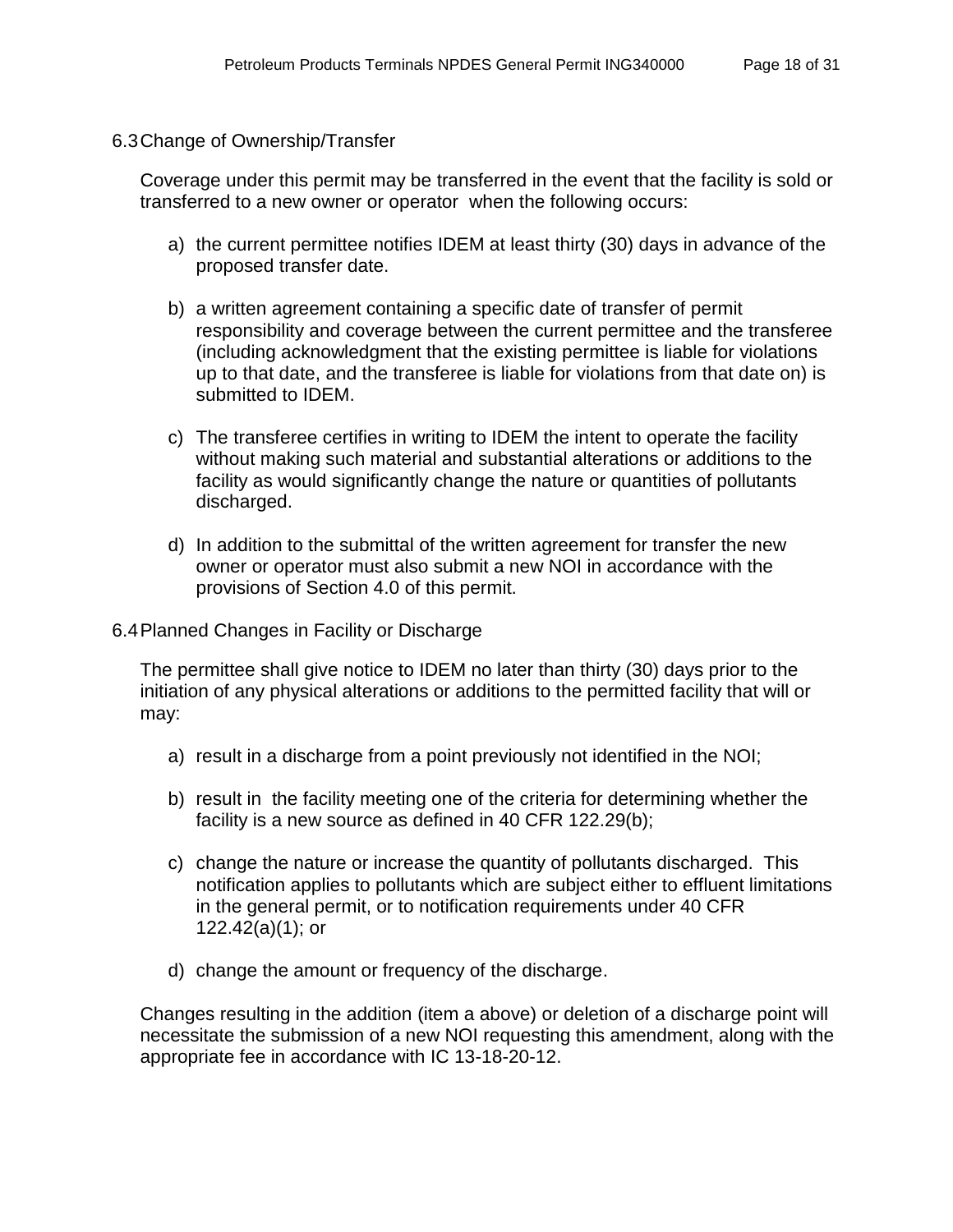## 6.3 Change of Ownership/Transfer

Coverage under this permit may be transferred in the event that the facility is sold or transferred to a new owner or operator when the following occurs:

a) the current permittee notifies IDEM at least thirty (30) days in advance of the proposed transfer date.

b) a written agreement containing a specific date of transfer of permit responsibility and coverage between the current permittee and the transferee (including acknowledgment that the existing permittee is liable for violations up to that date, and the transferee is liable for violations from that date on) is submitted to IDEM.

c) The transferee certifies in writing to IDEM the intent to operate the facility without making such material and substantial alterations or additions to the facility as would significantly change the nature or quantities of pollutants discharged.

d) In addition to the submittal of the written agreement for transfer the new owner or operator must also submit a new NOI in accordance with the provisions of Section 4.0 of this permit.

## 6.4 Planned Changes in Facility or Discharge

The permittee shall give notice to IDEM no later than thirty (30) days prior to the initiation of any physical alterations or additions to the permitted facility that will or may:

a) result in a discharge from a point previously not identified in the NOI;

b) result in the facility meeting one of the criteria for determining whether the facility is a new source as defined in 40 CFR 122.29(b);

c) change the nature or increase the quantity of pollutants discharged. This notification applies to pollutants which are subject either to effluent limitations in the general permit, or to notification requirements under 40 CFR 122.42(a)(1); or

d) change the amount or frequency of the discharge.

Changes resulting in the addition (item a above) or deletion of a discharge point will necessitate the submission of a new NOI requesting this amendment, along with the appropriate fee in accordance with IC 13-18-20-12.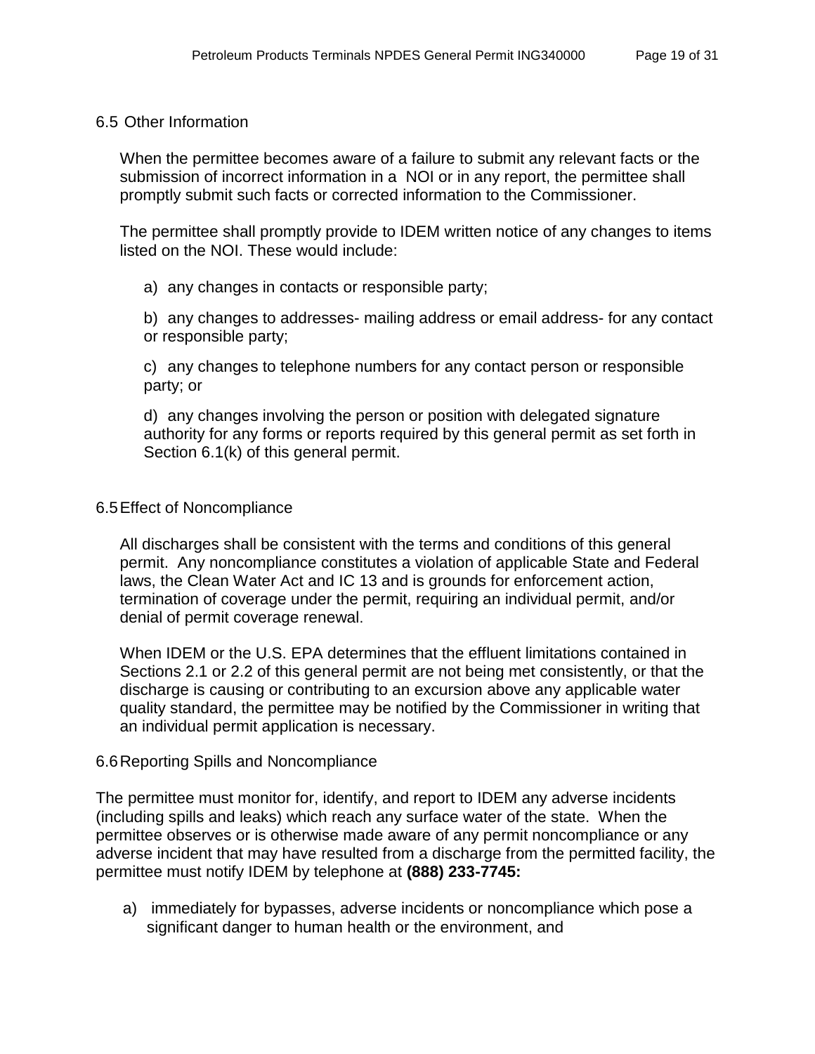## 6.5 Other Information

When the permittee becomes aware of a failure to submit any relevant facts or the submission of incorrect information in a NOI or in any report, the permittee shall promptly submit such facts or corrected information to the Commissioner.

The permittee shall promptly provide to IDEM written notice of any changes to items listed on the NOI. These would include:

a) any changes in contacts or responsible party;

b) any changes to addresses- mailing address or email address- for any contact or responsible party;

c) any changes to telephone numbers for any contact person or responsible party; or

d) any changes involving the person or position with delegated signature authority for any forms or reports required by this general permit as set forth in Section 6.1(k) of this general permit.

## 6.5 Effect of Noncompliance

All discharges shall be consistent with the terms and conditions of this general permit. Any noncompliance constitutes a violation of applicable State and Federal laws, the Clean Water Act and IC 13 and is grounds for enforcement action, termination of coverage under the permit, requiring an individual permit, and/or denial of permit coverage renewal.

When IDEM or the U.S. EPA determines that the effluent limitations contained in Sections 2.1 or 2.2 of this general permit are not being met consistently, or that the discharge is causing or contributing to an excursion above any applicable water quality standard, the permittee may be notified by the Commissioner in writing that an individual permit application is necessary.

## 6.6 Reporting Spills and Noncompliance

The permittee must monitor for, identify, and report to IDEM any adverse incidents (including spills and leaks) which reach any surface water of the state. When the permittee observes or is otherwise made aware of any permit noncompliance or any adverse incident that may have resulted from a discharge from the permitted facility, the permittee must notify IDEM by telephone at **(888) 233-7745:**

a) immediately for bypasses, adverse incidents or noncompliance which pose a significant danger to human health or the environment, and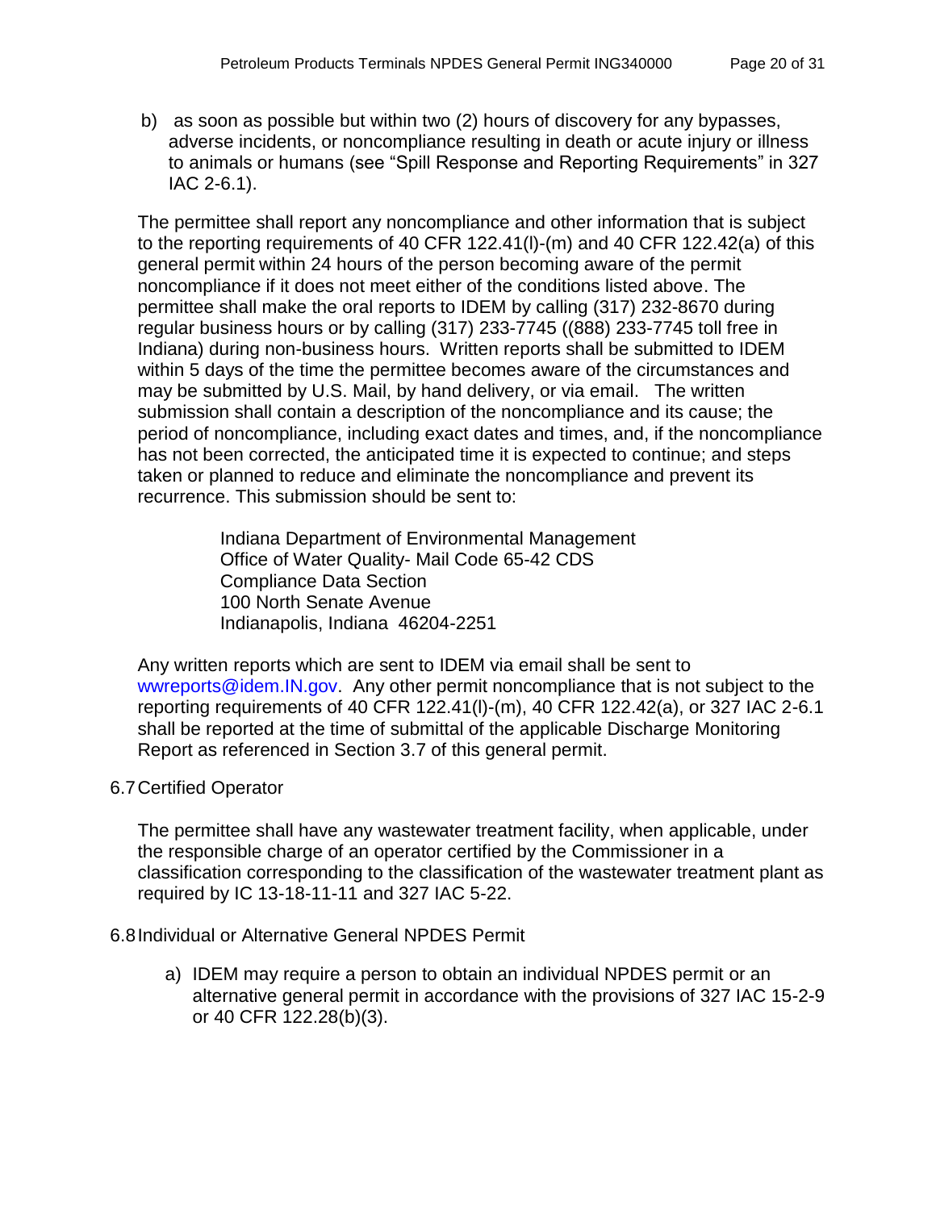b) as soon as possible but within two (2) hours of discovery for any bypasses, adverse incidents, or noncompliance resulting in death or acute injury or illness to animals or humans (see "Spill Response and Reporting Requirements" in 327 IAC 2-6.1).

The permittee shall report any noncompliance and other information that is subject to the reporting requirements of 40 CFR 122.41(l)-(m) and 40 CFR 122.42(a) of this general permit within 24 hours of the person becoming aware of the permit noncompliance if it does not meet either of the conditions listed above. The permittee shall make the oral reports to IDEM by calling (317) 232-8670 during regular business hours or by calling (317) 233-7745 ((888) 233-7745 toll free in Indiana) during non-business hours. Written reports shall be submitted to IDEM within 5 days of the time the permittee becomes aware of the circumstances and may be submitted by U.S. Mail, by hand delivery, or via email. The written submission shall contain a description of the noncompliance and its cause; the period of noncompliance, including exact dates and times, and, if the noncompliance has not been corrected, the anticipated time it is expected to continue; and steps taken or planned to reduce and eliminate the noncompliance and prevent its recurrence. This submission should be sent to:

Indiana Department of Environmental Management
Office of Water Quality- Mail Code 65-42 CDS
Compliance Data Section
100 North Senate Avenue
Indianapolis, Indiana 46204-2251

Any written reports which are sent to IDEM via email shall be sent to wwreports@idem.IN.gov. Any other permit noncompliance that is not subject to the reporting requirements of 40 CFR 122.41(l)-(m), 40 CFR 122.42(a), or 327 IAC 2-6.1 shall be reported at the time of submittal of the applicable Discharge Monitoring Report as referenced in Section 3.7 of this general permit.

## 6.7 Certified Operator

The permittee shall have any wastewater treatment facility, when applicable, under the responsible charge of an operator certified by the Commissioner in a classification corresponding to the classification of the wastewater treatment plant as required by IC 13-18-11-11 and 327 IAC 5-22.

## 6.8 Individual or Alternative General NPDES Permit

a) IDEM may require a person to obtain an individual NPDES permit or an alternative general permit in accordance with the provisions of 327 IAC 15-2-9 or 40 CFR 122.28(b)(3).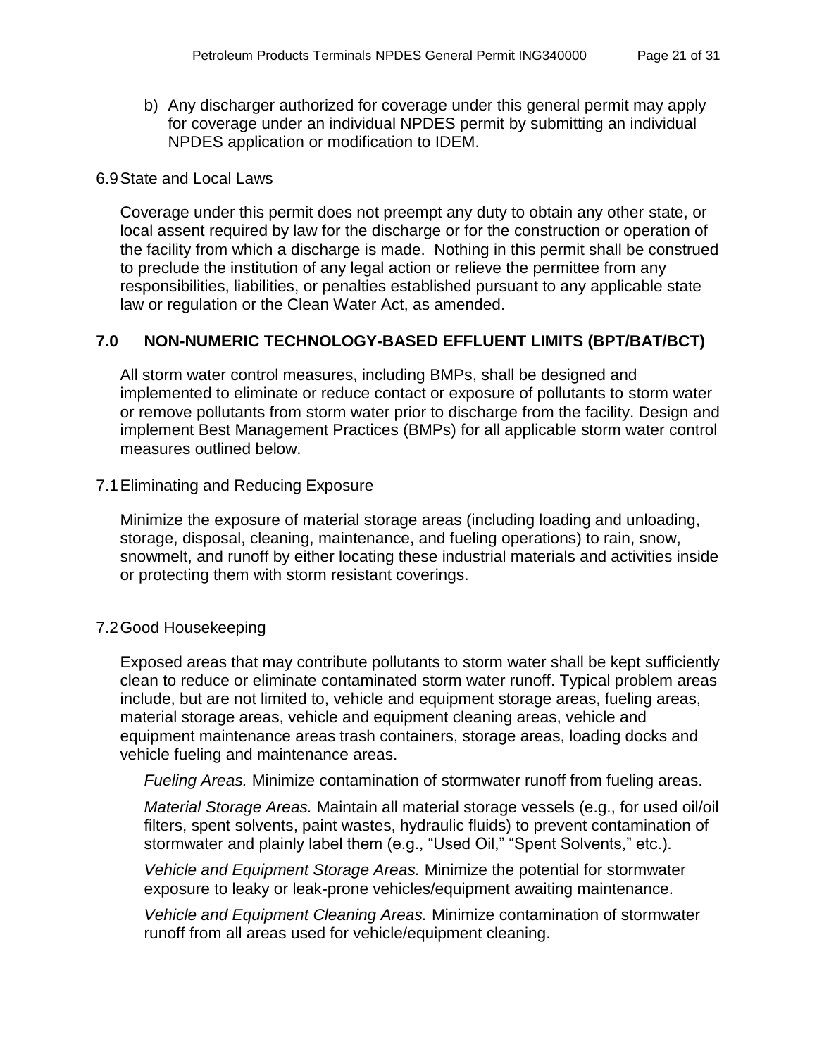b) Any discharger authorized for coverage under this general permit may apply for coverage under an individual NPDES permit by submitting an individual NPDES application or modification to IDEM.

6.9 State and Local Laws

Coverage under this permit does not preempt any duty to obtain any other state, or local assent required by law for the discharge or for the construction or operation of the facility from which a discharge is made. Nothing in this permit shall be construed to preclude the institution of any legal action or relieve the permittee from any responsibilities, liabilities, or penalties established pursuant to any applicable state law or regulation or the Clean Water Act, as amended.

## 7.0 NON-NUMERIC TECHNOLOGY-BASED EFFLUENT LIMITS (BPT/BAT/BCT)

All storm water control measures, including BMPs, shall be designed and implemented to eliminate or reduce contact or exposure of pollutants to storm water or remove pollutants from storm water prior to discharge from the facility. Design and implement Best Management Practices (BMPs) for all applicable storm water control measures outlined below.

7.1 Eliminating and Reducing Exposure

Minimize the exposure of material storage areas (including loading and unloading, storage, disposal, cleaning, maintenance, and fueling operations) to rain, snow, snowmelt, and runoff by either locating these industrial materials and activities inside or protecting them with storm resistant coverings.

7.2 Good Housekeeping

Exposed areas that may contribute pollutants to storm water shall be kept sufficiently clean to reduce or eliminate contaminated storm water runoff. Typical problem areas include, but are not limited to, vehicle and equipment storage areas, fueling areas, material storage areas, vehicle and equipment cleaning areas, vehicle and equipment maintenance areas trash containers, storage areas, loading docks and vehicle fueling and maintenance areas.

*Fueling Areas.* Minimize contamination of stormwater runoff from fueling areas.

*Material Storage Areas.* Maintain all material storage vessels (e.g., for used oil/oil filters, spent solvents, paint wastes, hydraulic fluids) to prevent contamination of stormwater and plainly label them (e.g., "Used Oil," "Spent Solvents," etc.).

*Vehicle and Equipment Storage Areas.* Minimize the potential for stormwater exposure to leaky or leak-prone vehicles/equipment awaiting maintenance.

*Vehicle and Equipment Cleaning Areas.* Minimize contamination of stormwater runoff from all areas used for vehicle/equipment cleaning.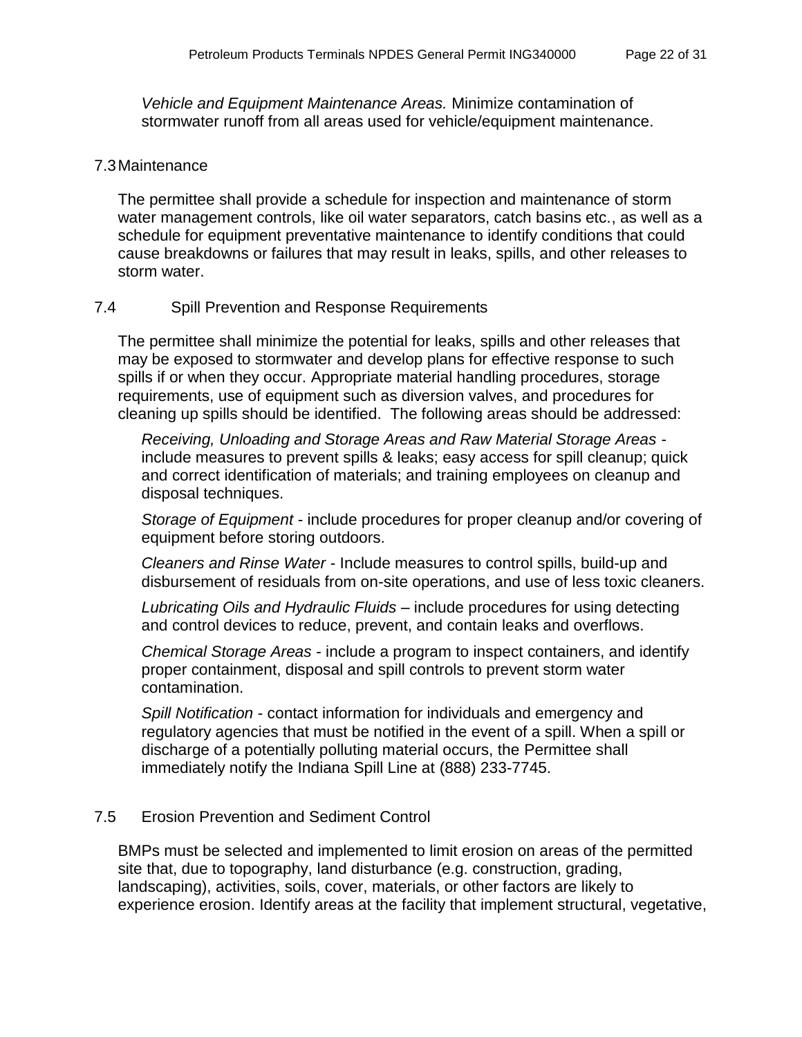*Vehicle and Equipment Maintenance Areas.* Minimize contamination of stormwater runoff from all areas used for vehicle/equipment maintenance.

### 7.3 Maintenance

The permittee shall provide a schedule for inspection and maintenance of storm water management controls, like oil water separators, catch basins etc., as well as a schedule for equipment preventative maintenance to identify conditions that could cause breakdowns or failures that may result in leaks, spills, and other releases to storm water.

### 7.4 Spill Prevention and Response Requirements

The permittee shall minimize the potential for leaks, spills and other releases that may be exposed to stormwater and develop plans for effective response to such spills if or when they occur. Appropriate material handling procedures, storage requirements, use of equipment such as diversion valves, and procedures for cleaning up spills should be identified. The following areas should be addressed:

*Receiving, Unloading and Storage Areas and Raw Material Storage Areas* - include measures to prevent spills & leaks; easy access for spill cleanup; quick and correct identification of materials; and training employees on cleanup and disposal techniques.

*Storage of Equipment* - include procedures for proper cleanup and/or covering of equipment before storing outdoors.

*Cleaners and Rinse Water* - Include measures to control spills, build-up and disbursement of residuals from on-site operations, and use of less toxic cleaners.

*Lubricating Oils and Hydraulic Fluids* – include procedures for using detecting and control devices to reduce, prevent, and contain leaks and overflows.

*Chemical Storage Areas* - include a program to inspect containers, and identify proper containment, disposal and spill controls to prevent storm water contamination.

*Spill Notification* - contact information for individuals and emergency and regulatory agencies that must be notified in the event of a spill. When a spill or discharge of a potentially polluting material occurs, the Permittee shall immediately notify the Indiana Spill Line at (888) 233-7745.

### 7.5 Erosion Prevention and Sediment Control

BMPs must be selected and implemented to limit erosion on areas of the permitted site that, due to topography, land disturbance (e.g. construction, grading, landscaping), activities, soils, cover, materials, or other factors are likely to experience erosion. Identify areas at the facility that implement structural, vegetative,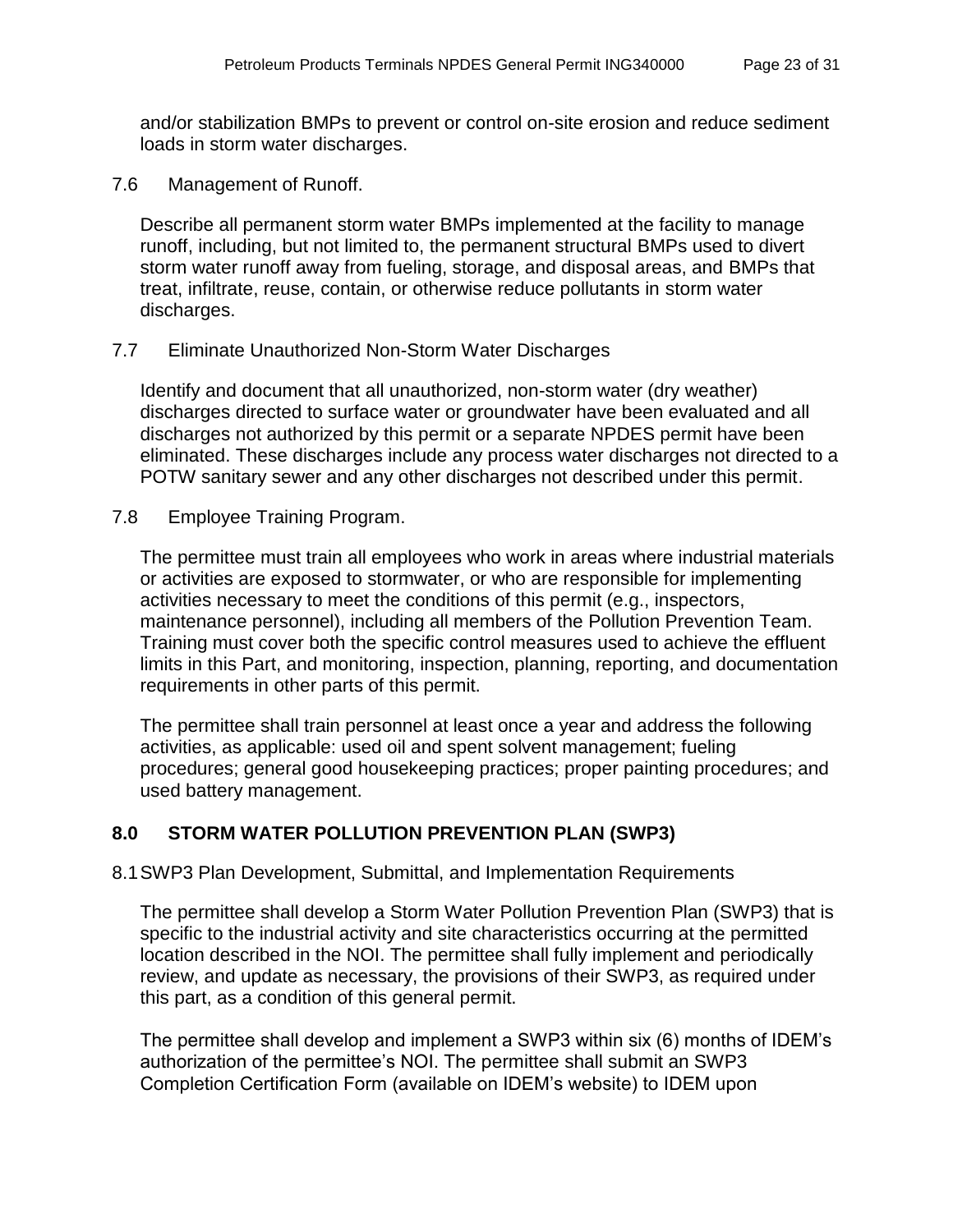and/or stabilization BMPs to prevent or control on-site erosion and reduce sediment loads in storm water discharges.

7.6 Management of Runoff.

Describe all permanent storm water BMPs implemented at the facility to manage runoff, including, but not limited to, the permanent structural BMPs used to divert storm water runoff away from fueling, storage, and disposal areas, and BMPs that treat, infiltrate, reuse, contain, or otherwise reduce pollutants in storm water discharges.

7.7 Eliminate Unauthorized Non-Storm Water Discharges

Identify and document that all unauthorized, non-storm water (dry weather) discharges directed to surface water or groundwater have been evaluated and all discharges not authorized by this permit or a separate NPDES permit have been eliminated. These discharges include any process water discharges not directed to a POTW sanitary sewer and any other discharges not described under this permit.

7.8 Employee Training Program.

The permittee must train all employees who work in areas where industrial materials or activities are exposed to stormwater, or who are responsible for implementing activities necessary to meet the conditions of this permit (e.g., inspectors, maintenance personnel), including all members of the Pollution Prevention Team. Training must cover both the specific control measures used to achieve the effluent limits in this Part, and monitoring, inspection, planning, reporting, and documentation requirements in other parts of this permit.

The permittee shall train personnel at least once a year and address the following activities, as applicable: used oil and spent solvent management; fueling procedures; general good housekeeping practices; proper painting procedures; and used battery management.

## 8.0 STORM WATER POLLUTION PREVENTION PLAN (SWP3)

8.1 SWP3 Plan Development, Submittal, and Implementation Requirements

The permittee shall develop a Storm Water Pollution Prevention Plan (SWP3) that is specific to the industrial activity and site characteristics occurring at the permitted location described in the NOI. The permittee shall fully implement and periodically review, and update as necessary, the provisions of their SWP3, as required under this part, as a condition of this general permit.

The permittee shall develop and implement a SWP3 within six (6) months of IDEM's authorization of the permittee's NOI. The permittee shall submit an SWP3 Completion Certification Form (available on IDEM's website) to IDEM upon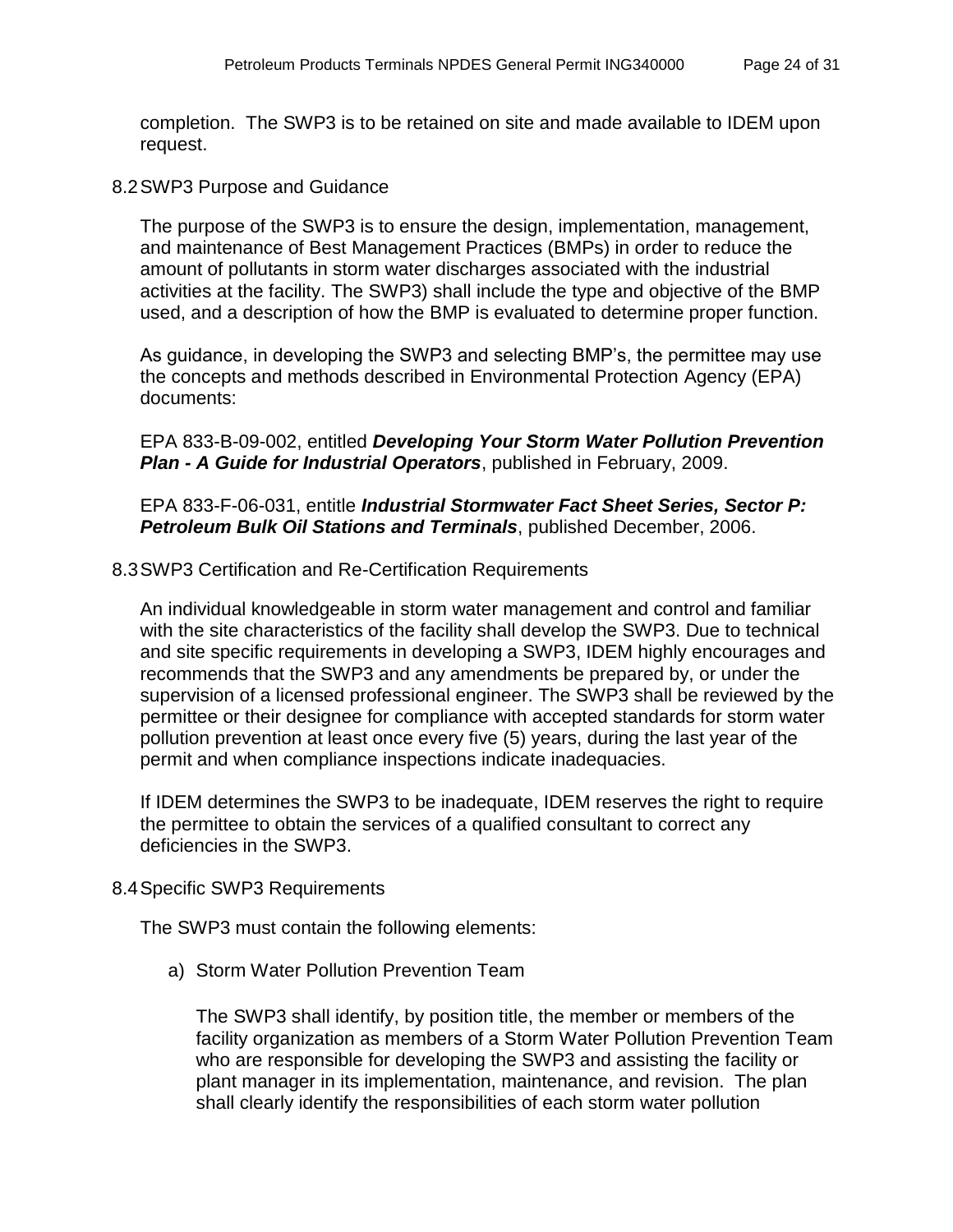completion. The SWP3 is to be retained on site and made available to IDEM upon request.

## 8.2 SWP3 Purpose and Guidance

The purpose of the SWP3 is to ensure the design, implementation, management, and maintenance of Best Management Practices (BMPs) in order to reduce the amount of pollutants in storm water discharges associated with the industrial activities at the facility. The SWP3) shall include the type and objective of the BMP used, and a description of how the BMP is evaluated to determine proper function.

As guidance, in developing the SWP3 and selecting BMP's, the permittee may use the concepts and methods described in Environmental Protection Agency (EPA) documents:

EPA 833-B-09-002, entitled ***Developing Your Storm Water Pollution Prevention Plan - A Guide for Industrial Operators***, published in February, 2009.

EPA 833-F-06-031, entitle ***Industrial Stormwater Fact Sheet Series, Sector P: Petroleum Bulk Oil Stations and Terminals***, published December, 2006.

## 8.3 SWP3 Certification and Re-Certification Requirements

An individual knowledgeable in storm water management and control and familiar with the site characteristics of the facility shall develop the SWP3. Due to technical and site specific requirements in developing a SWP3, IDEM highly encourages and recommends that the SWP3 and any amendments be prepared by, or under the supervision of a licensed professional engineer. The SWP3 shall be reviewed by the permittee or their designee for compliance with accepted standards for storm water pollution prevention at least once every five (5) years, during the last year of the permit and when compliance inspections indicate inadequacies.

If IDEM determines the SWP3 to be inadequate, IDEM reserves the right to require the permittee to obtain the services of a qualified consultant to correct any deficiencies in the SWP3.

## 8.4 Specific SWP3 Requirements

The SWP3 must contain the following elements:

a) Storm Water Pollution Prevention Team

   The SWP3 shall identify, by position title, the member or members of the facility organization as members of a Storm Water Pollution Prevention Team who are responsible for developing the SWP3 and assisting the facility or plant manager in its implementation, maintenance, and revision. The plan shall clearly identify the responsibilities of each storm water pollution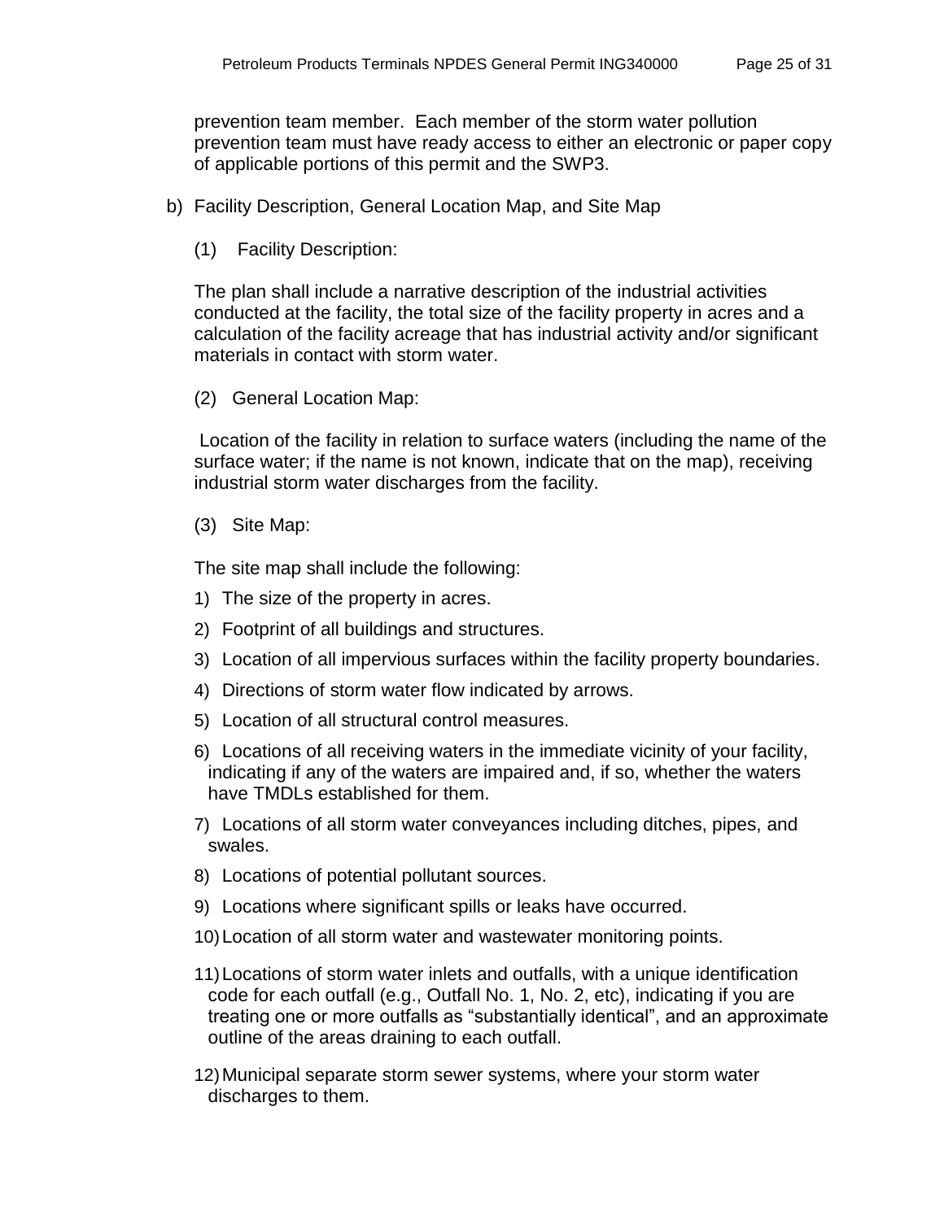prevention team member. Each member of the storm water pollution prevention team must have ready access to either an electronic or paper copy of applicable portions of this permit and the SWP3.

b) Facility Description, General Location Map, and Site Map

(1) Facility Description:

The plan shall include a narrative description of the industrial activities conducted at the facility, the total size of the facility property in acres and a calculation of the facility acreage that has industrial activity and/or significant materials in contact with storm water.

(2) General Location Map:

Location of the facility in relation to surface waters (including the name of the surface water; if the name is not known, indicate that on the map), receiving industrial storm water discharges from the facility.

(3) Site Map:

The site map shall include the following:

1) The size of the property in acres.

2) Footprint of all buildings and structures.

3) Location of all impervious surfaces within the facility property boundaries.

4) Directions of storm water flow indicated by arrows.

5) Location of all structural control measures.

6) Locations of all receiving waters in the immediate vicinity of your facility, indicating if any of the waters are impaired and, if so, whether the waters have TMDLs established for them.

7) Locations of all storm water conveyances including ditches, pipes, and swales.

8) Locations of potential pollutant sources.

9) Locations where significant spills or leaks have occurred.

10) Location of all storm water and wastewater monitoring points.

11) Locations of storm water inlets and outfalls, with a unique identification code for each outfall (e.g., Outfall No. 1, No. 2, etc), indicating if you are treating one or more outfalls as “substantially identical”, and an approximate outline of the areas draining to each outfall.

12) Municipal separate storm sewer systems, where your storm water discharges to them.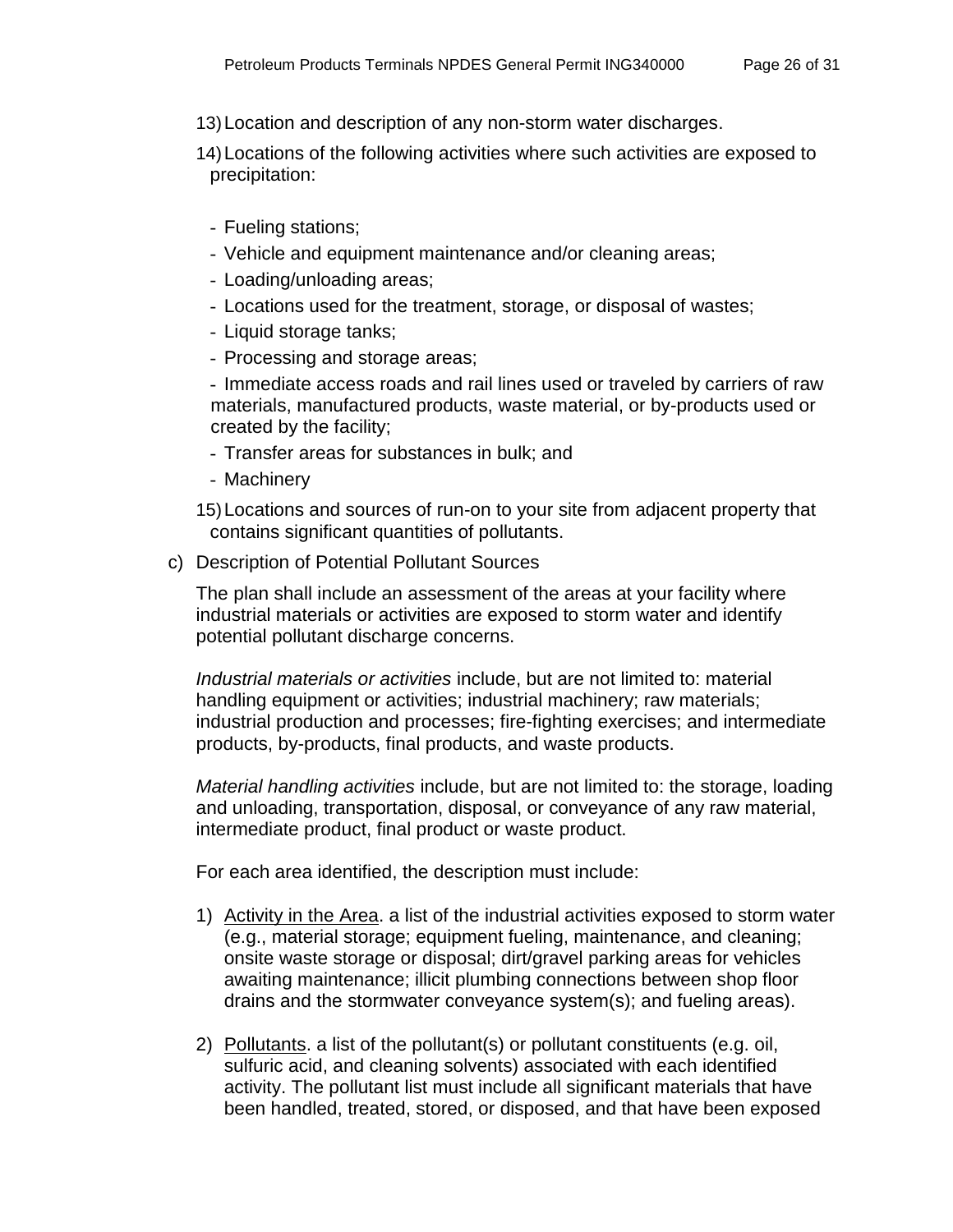13) Location and description of any non-storm water discharges.

14) Locations of the following activities where such activities are exposed to precipitation:

- Fueling stations;
- Vehicle and equipment maintenance and/or cleaning areas;
- Loading/unloading areas;
- Locations used for the treatment, storage, or disposal of wastes;
- Liquid storage tanks;
- Processing and storage areas;
- Immediate access roads and rail lines used or traveled by carriers of raw materials, manufactured products, waste material, or by-products used or created by the facility;
- Transfer areas for substances in bulk; and
- Machinery

15) Locations and sources of run-on to your site from adjacent property that contains significant quantities of pollutants.

c) Description of Potential Pollutant Sources

The plan shall include an assessment of the areas at your facility where industrial materials or activities are exposed to storm water and identify potential pollutant discharge concerns.

*Industrial materials or activities* include, but are not limited to: material handling equipment or activities; industrial machinery; raw materials; industrial production and processes; fire-fighting exercises; and intermediate products, by-products, final products, and waste products.

*Material handling activities* include, but are not limited to: the storage, loading and unloading, transportation, disposal, or conveyance of any raw material, intermediate product, final product or waste product.

For each area identified, the description must include:

1) Activity in the Area. a list of the industrial activities exposed to storm water (e.g., material storage; equipment fueling, maintenance, and cleaning; onsite waste storage or disposal; dirt/gravel parking areas for vehicles awaiting maintenance; illicit plumbing connections between shop floor drains and the stormwater conveyance system(s); and fueling areas).

2) Pollutants. a list of the pollutant(s) or pollutant constituents (e.g. oil, sulfuric acid, and cleaning solvents) associated with each identified activity. The pollutant list must include all significant materials that have been handled, treated, stored, or disposed, and that have been exposed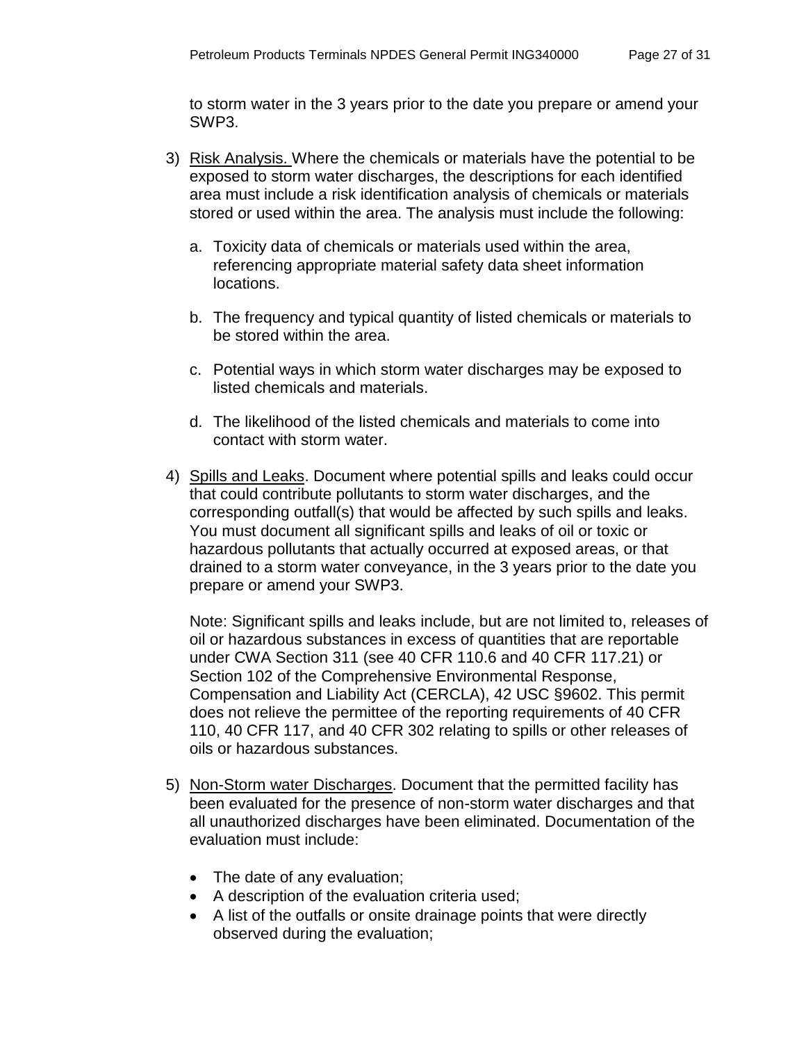to storm water in the 3 years prior to the date you prepare or amend your SWP3.

3) Risk Analysis. Where the chemicals or materials have the potential to be exposed to storm water discharges, the descriptions for each identified area must include a risk identification analysis of chemicals or materials stored or used within the area. The analysis must include the following:

   a. Toxicity data of chemicals or materials used within the area, referencing appropriate material safety data sheet information locations.

   b. The frequency and typical quantity of listed chemicals or materials to be stored within the area.

   c. Potential ways in which storm water discharges may be exposed to listed chemicals and materials.

   d. The likelihood of the listed chemicals and materials to come into contact with storm water.

4) Spills and Leaks. Document where potential spills and leaks could occur that could contribute pollutants to storm water discharges, and the corresponding outfall(s) that would be affected by such spills and leaks. You must document all significant spills and leaks of oil or toxic or hazardous pollutants that actually occurred at exposed areas, or that drained to a storm water conveyance, in the 3 years prior to the date you prepare or amend your SWP3.

   Note: Significant spills and leaks include, but are not limited to, releases of oil or hazardous substances in excess of quantities that are reportable under CWA Section 311 (see 40 CFR 110.6 and 40 CFR 117.21) or Section 102 of the Comprehensive Environmental Response, Compensation and Liability Act (CERCLA), 42 USC §9602. This permit does not relieve the permittee of the reporting requirements of 40 CFR 110, 40 CFR 117, and 40 CFR 302 relating to spills or other releases of oils or hazardous substances.

5) Non-Storm water Discharges. Document that the permitted facility has been evaluated for the presence of non-storm water discharges and that all unauthorized discharges have been eliminated. Documentation of the evaluation must include:

   - The date of any evaluation;
   - A description of the evaluation criteria used;
   - A list of the outfalls or onsite drainage points that were directly observed during the evaluation;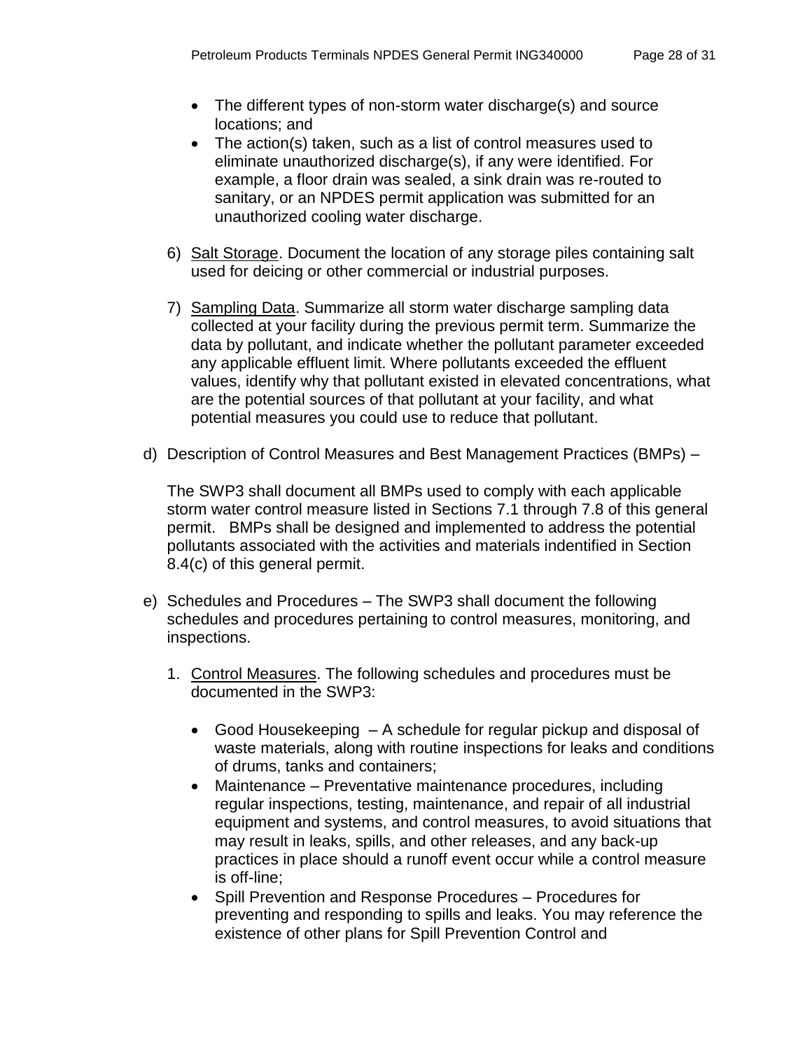- The different types of non-storm water discharge(s) and source locations; and
- The action(s) taken, such as a list of control measures used to eliminate unauthorized discharge(s), if any were identified. For example, a floor drain was sealed, a sink drain was re-routed to sanitary, or an NPDES permit application was submitted for an unauthorized cooling water discharge.

6) Salt Storage. Document the location of any storage piles containing salt used for deicing or other commercial or industrial purposes.

7) Sampling Data. Summarize all storm water discharge sampling data collected at your facility during the previous permit term. Summarize the data by pollutant, and indicate whether the pollutant parameter exceeded any applicable effluent limit. Where pollutants exceeded the effluent values, identify why that pollutant existed in elevated concentrations, what are the potential sources of that pollutant at your facility, and what potential measures you could use to reduce that pollutant.

d) Description of Control Measures and Best Management Practices (BMPs) –

The SWP3 shall document all BMPs used to comply with each applicable storm water control measure listed in Sections 7.1 through 7.8 of this general permit. BMPs shall be designed and implemented to address the potential pollutants associated with the activities and materials indentified in Section 8.4(c) of this general permit.

e) Schedules and Procedures – The SWP3 shall document the following schedules and procedures pertaining to control measures, monitoring, and inspections.

1. Control Measures. The following schedules and procedures must be documented in the SWP3:

   - Good Housekeeping – A schedule for regular pickup and disposal of waste materials, along with routine inspections for leaks and conditions of drums, tanks and containers;
   - Maintenance – Preventative maintenance procedures, including regular inspections, testing, maintenance, and repair of all industrial equipment and systems, and control measures, to avoid situations that may result in leaks, spills, and other releases, and any back-up practices in place should a runoff event occur while a control measure is off-line;
   - Spill Prevention and Response Procedures – Procedures for preventing and responding to spills and leaks. You may reference the existence of other plans for Spill Prevention Control and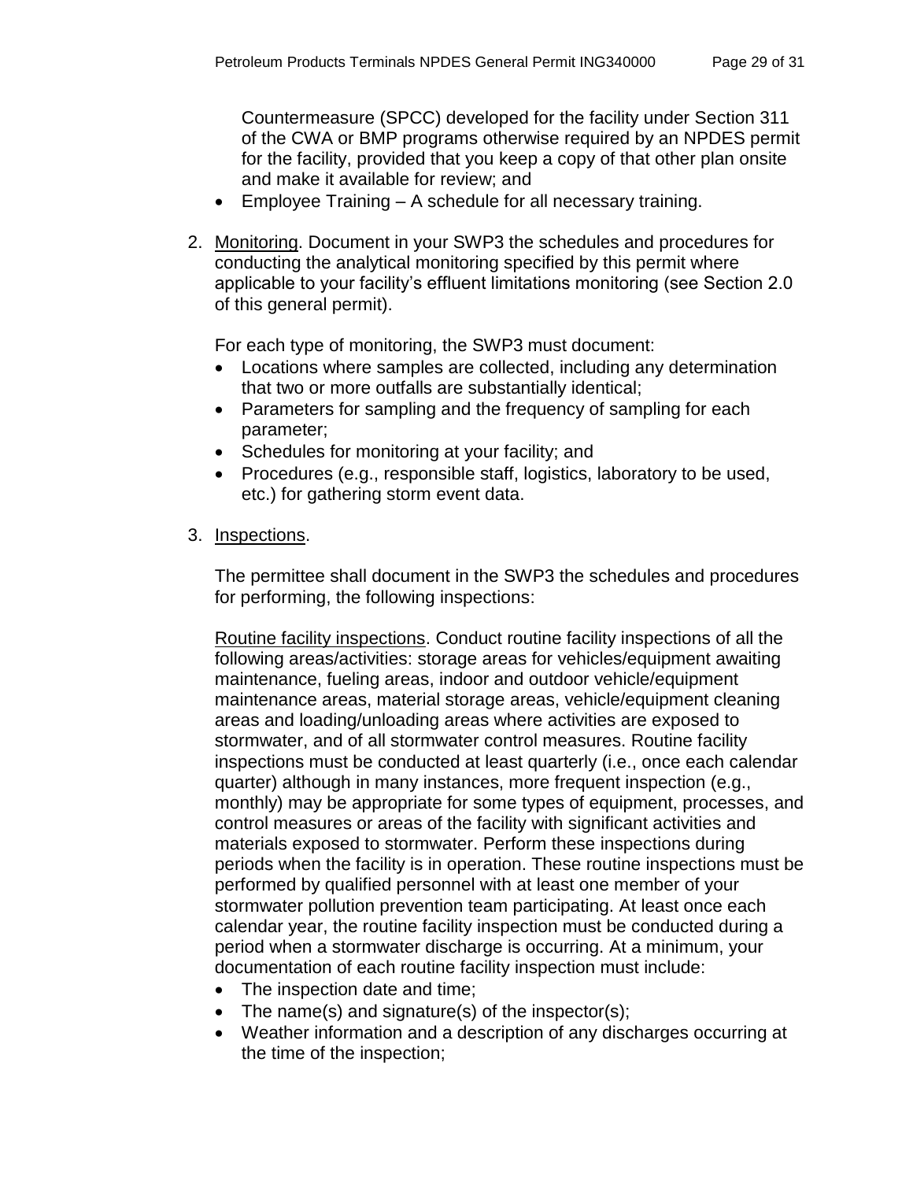Countermeasure (SPCC) developed for the facility under Section 311 of the CWA or BMP programs otherwise required by an NPDES permit for the facility, provided that you keep a copy of that other plan onsite and make it available for review; and

- Employee Training – A schedule for all necessary training.

2. Monitoring. Document in your SWP3 the schedules and procedures for conducting the analytical monitoring specified by this permit where applicable to your facility's effluent limitations monitoring (see Section 2.0 of this general permit).

   For each type of monitoring, the SWP3 must document:

   - Locations where samples are collected, including any determination that two or more outfalls are substantially identical;
   - Parameters for sampling and the frequency of sampling for each parameter;
   - Schedules for monitoring at your facility; and
   - Procedures (e.g., responsible staff, logistics, laboratory to be used, etc.) for gathering storm event data.

3. Inspections.

   The permittee shall document in the SWP3 the schedules and procedures for performing, the following inspections:

   Routine facility inspections. Conduct routine facility inspections of all the following areas/activities: storage areas for vehicles/equipment awaiting maintenance, fueling areas, indoor and outdoor vehicle/equipment maintenance areas, material storage areas, vehicle/equipment cleaning areas and loading/unloading areas where activities are exposed to stormwater, and of all stormwater control measures. Routine facility inspections must be conducted at least quarterly (i.e., once each calendar quarter) although in many instances, more frequent inspection (e.g., monthly) may be appropriate for some types of equipment, processes, and control measures or areas of the facility with significant activities and materials exposed to stormwater. Perform these inspections during periods when the facility is in operation. These routine inspections must be performed by qualified personnel with at least one member of your stormwater pollution prevention team participating. At least once each calendar year, the routine facility inspection must be conducted during a period when a stormwater discharge is occurring. At a minimum, your documentation of each routine facility inspection must include:

   - The inspection date and time;
   - The name(s) and signature(s) of the inspector(s);
   - Weather information and a description of any discharges occurring at the time of the inspection;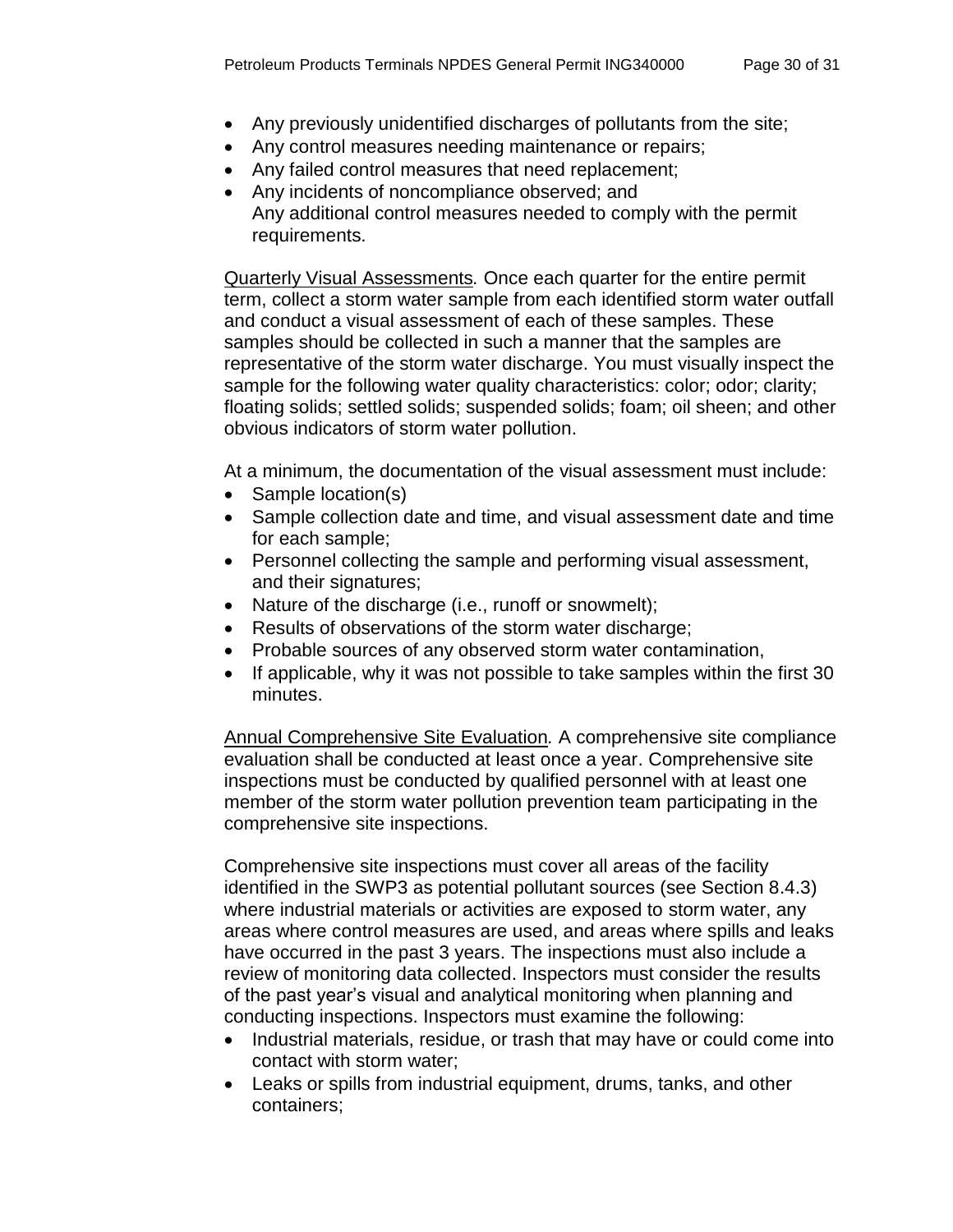- Any previously unidentified discharges of pollutants from the site;
- Any control measures needing maintenance or repairs;
- Any failed control measures that need replacement;
- Any incidents of noncompliance observed; and
  Any additional control measures needed to comply with the permit requirements.

Quarterly Visual Assessments. Once each quarter for the entire permit term, collect a storm water sample from each identified storm water outfall and conduct a visual assessment of each of these samples. These samples should be collected in such a manner that the samples are representative of the storm water discharge. You must visually inspect the sample for the following water quality characteristics: color; odor; clarity; floating solids; settled solids; suspended solids; foam; oil sheen; and other obvious indicators of storm water pollution.

At a minimum, the documentation of the visual assessment must include:

- Sample location(s)
- Sample collection date and time, and visual assessment date and time for each sample;
- Personnel collecting the sample and performing visual assessment, and their signatures;
- Nature of the discharge (i.e., runoff or snowmelt);
- Results of observations of the storm water discharge;
- Probable sources of any observed storm water contamination,
- If applicable, why it was not possible to take samples within the first 30 minutes.

Annual Comprehensive Site Evaluation. A comprehensive site compliance evaluation shall be conducted at least once a year. Comprehensive site inspections must be conducted by qualified personnel with at least one member of the storm water pollution prevention team participating in the comprehensive site inspections.

Comprehensive site inspections must cover all areas of the facility identified in the SWP3 as potential pollutant sources (see Section 8.4.3) where industrial materials or activities are exposed to storm water, any areas where control measures are used, and areas where spills and leaks have occurred in the past 3 years. The inspections must also include a review of monitoring data collected. Inspectors must consider the results of the past year's visual and analytical monitoring when planning and conducting inspections. Inspectors must examine the following:

- Industrial materials, residue, or trash that may have or could come into contact with storm water;
- Leaks or spills from industrial equipment, drums, tanks, and other containers;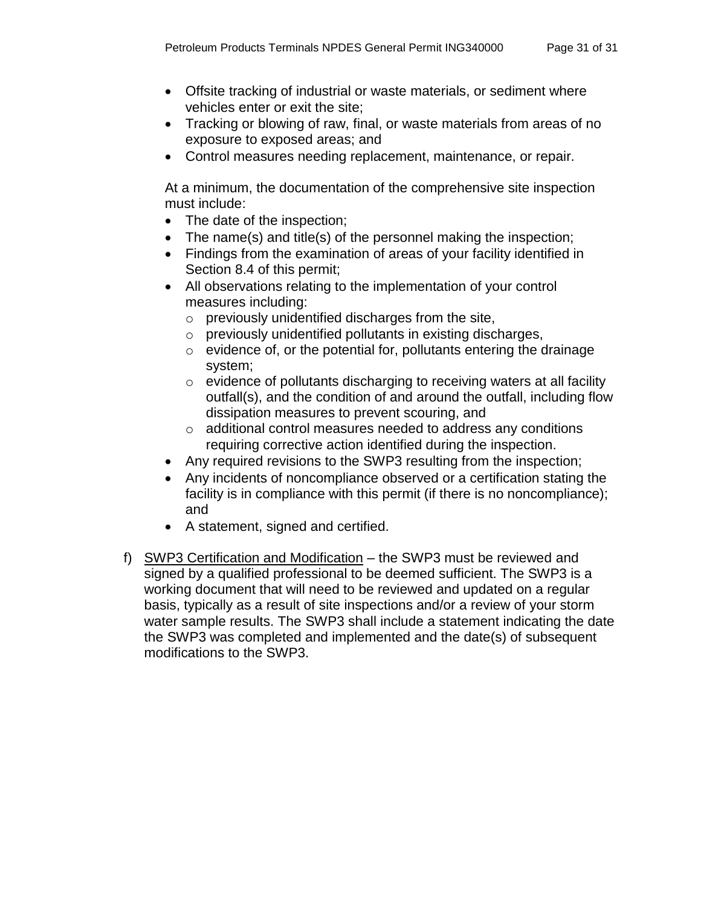- Offsite tracking of industrial or waste materials, or sediment where vehicles enter or exit the site;
- Tracking or blowing of raw, final, or waste materials from areas of no exposure to exposed areas; and
- Control measures needing replacement, maintenance, or repair.

At a minimum, the documentation of the comprehensive site inspection must include:

- The date of the inspection;
- The name(s) and title(s) of the personnel making the inspection;
- Findings from the examination of areas of your facility identified in Section 8.4 of this permit;
- All observations relating to the implementation of your control measures including:
    - previously unidentified discharges from the site,
    - previously unidentified pollutants in existing discharges,
    - evidence of, or the potential for, pollutants entering the drainage system;
    - evidence of pollutants discharging to receiving waters at all facility outfall(s), and the condition of and around the outfall, including flow dissipation measures to prevent scouring, and
    - additional control measures needed to address any conditions requiring corrective action identified during the inspection.
- Any required revisions to the SWP3 resulting from the inspection;
- Any incidents of noncompliance observed or a certification stating the facility is in compliance with this permit (if there is no noncompliance); and
- A statement, signed and certified.

f) <u>SWP3 Certification and Modification</u> – the SWP3 must be reviewed and signed by a qualified professional to be deemed sufficient. The SWP3 is a working document that will need to be reviewed and updated on a regular basis, typically as a result of site inspections and/or a review of your storm water sample results. The SWP3 shall include a statement indicating the date the SWP3 was completed and implemented and the date(s) of subsequent modifications to the SWP3.